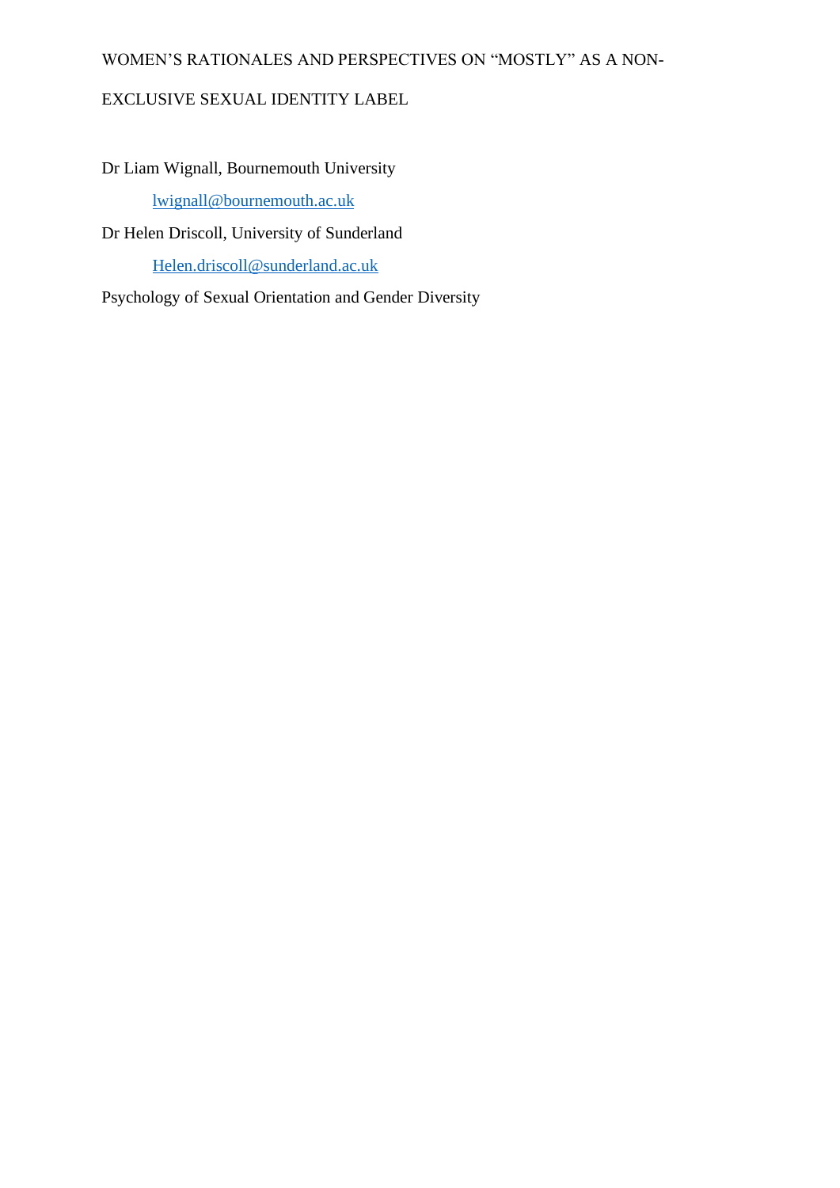# WOMEN'S RATIONALES AND PERSPECTIVES ON "MOSTLY" AS A NON-EXCLUSIVE SEXUAL IDENTITY LABEL

Dr Liam Wignall, Bournemouth University

lwignall@bournemouth.ac.uk

Dr Helen Driscoll, University of Sunderland

Helen.driscoll@sunderland.ac.uk

Psychology of Sexual Orientation and Gender Diversity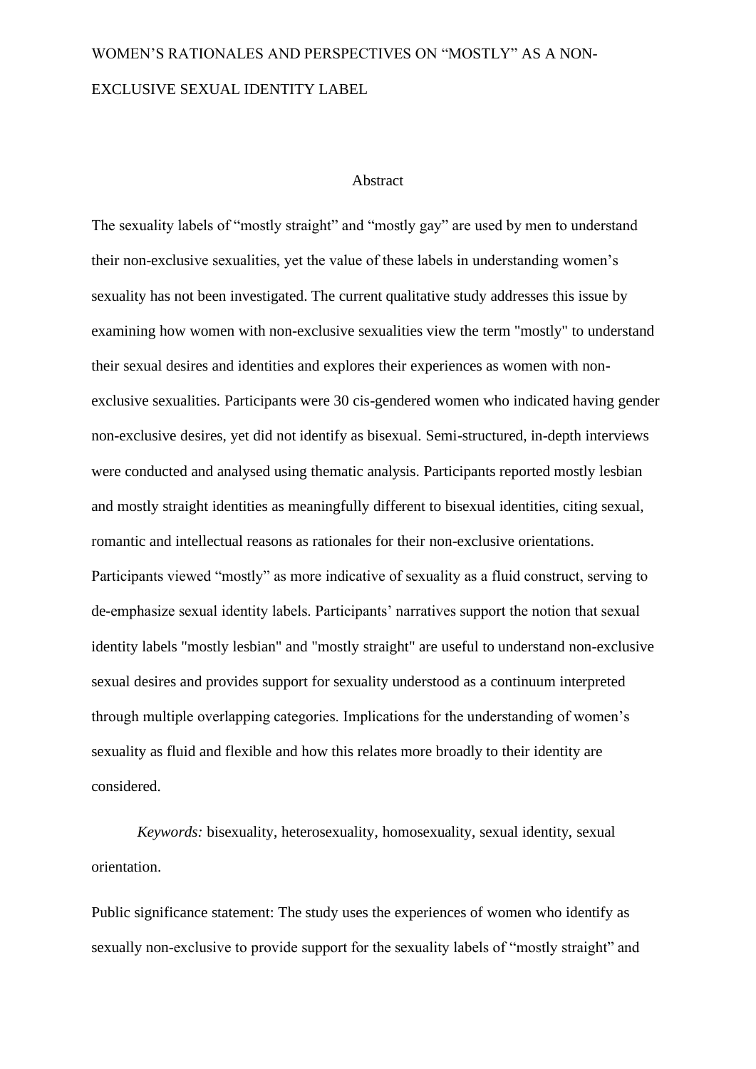WOMEN'S RATIONALES AND PERSPECTIVES ON "MOSTLY" AS A NON-EXCLUSIVE SEXUAL IDENTITY LABEL

## Abstract

The sexuality labels of "mostly straight" and "mostly gay" are used by men to understand their non-exclusive sexualities, yet the value of these labels in understanding women's sexuality has not been investigated. The current qualitative study addresses this issue by examining how women with non-exclusive sexualities view the term "mostly" to understand their sexual desires and identities and explores their experiences as women with non-exclusive sexualities. Participants were 30 cis-gendered women who indicated having gender non-exclusive desires, yet did not identify as bisexual. Semi-structured, in-depth interviews were conducted and analysed using thematic analysis. Participants reported mostly lesbian and mostly straight identities as meaningfully different to bisexual identities, citing sexual, romantic and intellectual reasons as rationales for their non-exclusive orientations. Participants viewed "mostly" as more indicative of sexuality as a fluid construct, serving to de-emphasize sexual identity labels. Participants' narratives support the notion that sexual identity labels "mostly lesbian" and "mostly straight" are useful to understand non-exclusive sexual desires and provides support for sexuality understood as a continuum interpreted through multiple overlapping categories. Implications for the understanding of women's sexuality as fluid and flexible and how this relates more broadly to their identity are considered.

*Keywords:* bisexuality, heterosexuality, homosexuality, sexual identity, sexual orientation.

Public significance statement: The study uses the experiences of women who identify as sexually non-exclusive to provide support for the sexuality labels of "mostly straight" and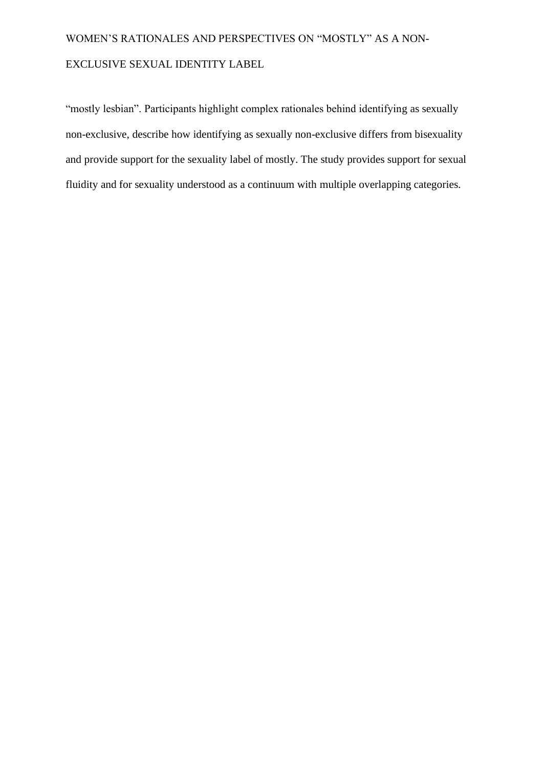"mostly lesbian". Participants highlight complex rationales behind identifying as sexually non-exclusive, describe how identifying as sexually non-exclusive differs from bisexuality and provide support for the sexuality label of mostly. The study provides support for sexual fluidity and for sexuality understood as a continuum with multiple overlapping categories.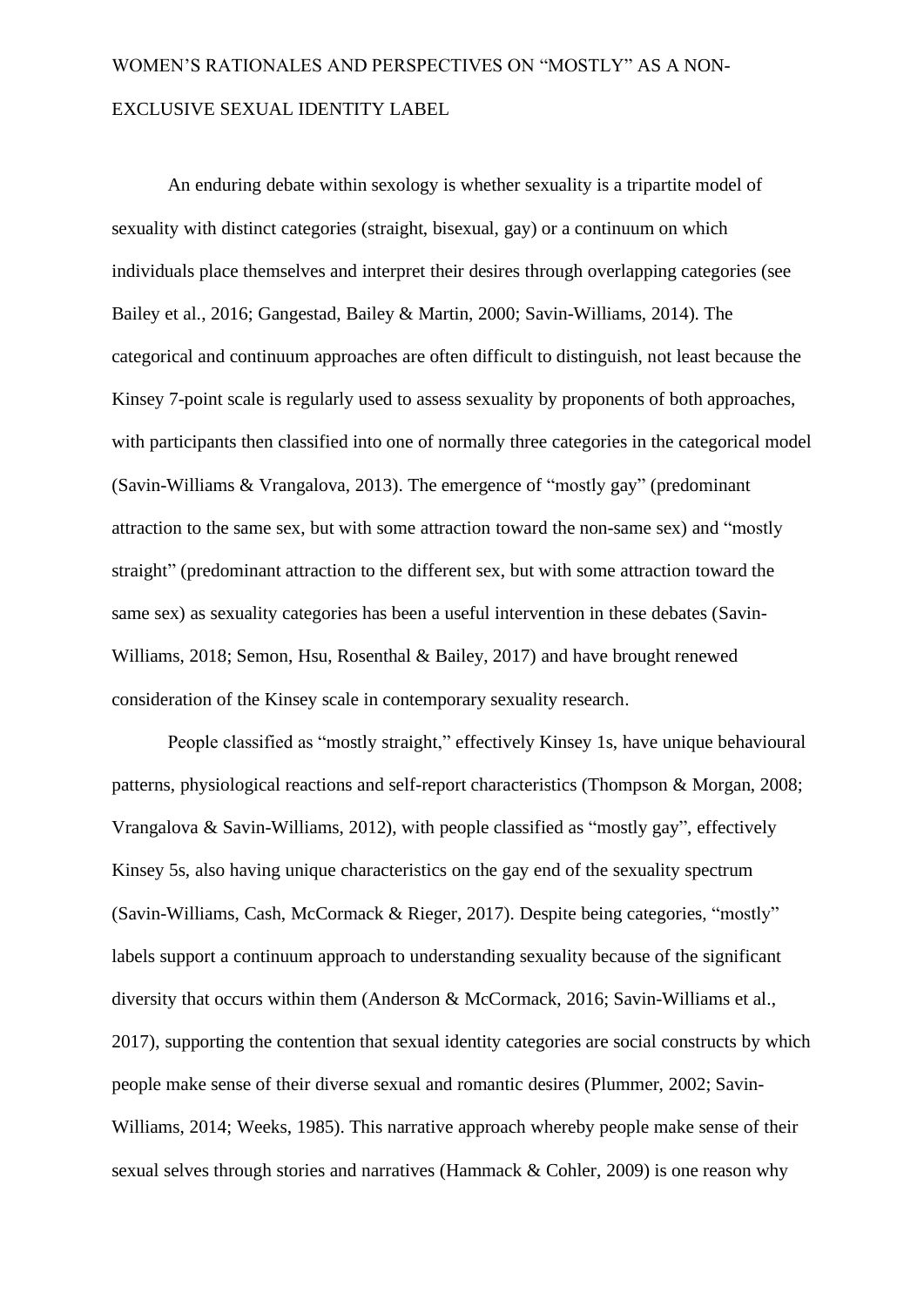# WOMEN'S RATIONALES AND PERSPECTIVES ON "MOSTLY" AS A NON-EXCLUSIVE SEXUAL IDENTITY LABEL

An enduring debate within sexology is whether sexuality is a tripartite model of sexuality with distinct categories (straight, bisexual, gay) or a continuum on which individuals place themselves and interpret their desires through overlapping categories (see Bailey et al., 2016; Gangestad, Bailey & Martin, 2000; Savin-Williams, 2014). The categorical and continuum approaches are often difficult to distinguish, not least because the Kinsey 7-point scale is regularly used to assess sexuality by proponents of both approaches, with participants then classified into one of normally three categories in the categorical model (Savin-Williams & Vrangalova, 2013). The emergence of "mostly gay" (predominant attraction to the same sex, but with some attraction toward the non-same sex) and "mostly straight" (predominant attraction to the different sex, but with some attraction toward the same sex) as sexuality categories has been a useful intervention in these debates (Savin-Williams, 2018; Semon, Hsu, Rosenthal & Bailey, 2017) and have brought renewed consideration of the Kinsey scale in contemporary sexuality research.

People classified as "mostly straight," effectively Kinsey 1s, have unique behavioural patterns, physiological reactions and self-report characteristics (Thompson & Morgan, 2008; Vrangalova & Savin-Williams, 2012), with people classified as "mostly gay", effectively Kinsey 5s, also having unique characteristics on the gay end of the sexuality spectrum (Savin-Williams, Cash, McCormack & Rieger, 2017). Despite being categories, "mostly" labels support a continuum approach to understanding sexuality because of the significant diversity that occurs within them (Anderson & McCormack, 2016; Savin-Williams et al., 2017), supporting the contention that sexual identity categories are social constructs by which people make sense of their diverse sexual and romantic desires (Plummer, 2002; Savin-Williams, 2014; Weeks, 1985). This narrative approach whereby people make sense of their sexual selves through stories and narratives (Hammack & Cohler, 2009) is one reason why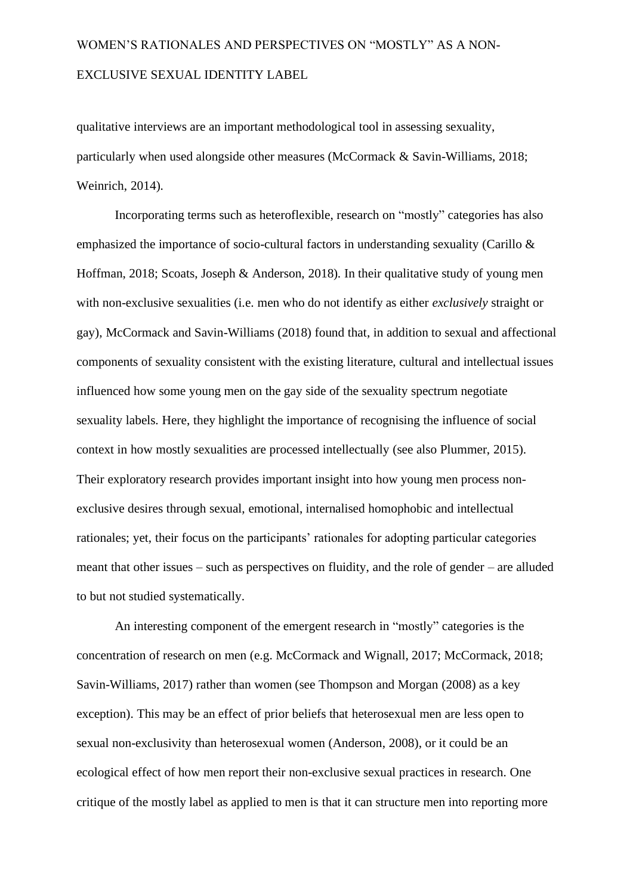qualitative interviews are an important methodological tool in assessing sexuality, particularly when used alongside other measures (McCormack & Savin-Williams, 2018; Weinrich, 2014).

Incorporating terms such as heteroflexible, research on "mostly" categories has also emphasized the importance of socio-cultural factors in understanding sexuality (Carillo & Hoffman, 2018; Scoats, Joseph & Anderson, 2018). In their qualitative study of young men with non-exclusive sexualities (i.e. men who do not identify as either *exclusively* straight or gay), McCormack and Savin-Williams (2018) found that, in addition to sexual and affectional components of sexuality consistent with the existing literature, cultural and intellectual issues influenced how some young men on the gay side of the sexuality spectrum negotiate sexuality labels. Here, they highlight the importance of recognising the influence of social context in how mostly sexualities are processed intellectually (see also Plummer, 2015). Their exploratory research provides important insight into how young men process non-exclusive desires through sexual, emotional, internalised homophobic and intellectual rationales; yet, their focus on the participants' rationales for adopting particular categories meant that other issues – such as perspectives on fluidity, and the role of gender – are alluded to but not studied systematically.

An interesting component of the emergent research in "mostly" categories is the concentration of research on men (e.g. McCormack and Wignall, 2017; McCormack, 2018; Savin-Williams, 2017) rather than women (see Thompson and Morgan (2008) as a key exception). This may be an effect of prior beliefs that heterosexual men are less open to sexual non-exclusivity than heterosexual women (Anderson, 2008), or it could be an ecological effect of how men report their non-exclusive sexual practices in research. One critique of the mostly label as applied to men is that it can structure men into reporting more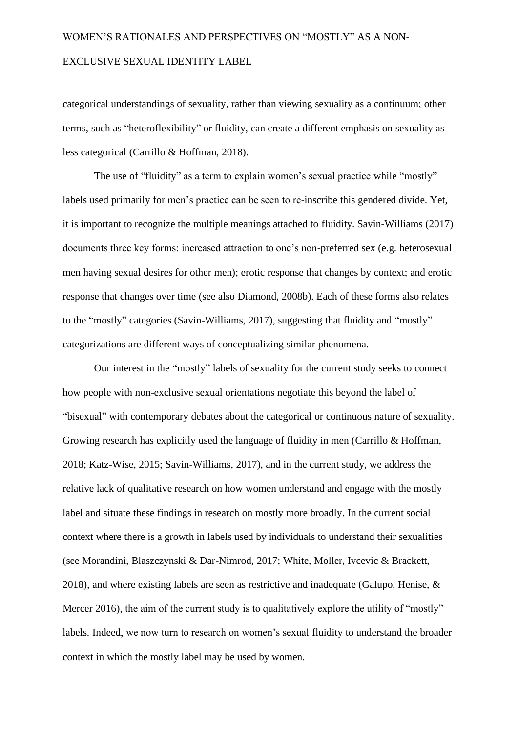categorical understandings of sexuality, rather than viewing sexuality as a continuum; other terms, such as "heteroflexibility" or fluidity, can create a different emphasis on sexuality as less categorical (Carrillo & Hoffman, 2018).

The use of "fluidity" as a term to explain women's sexual practice while "mostly" labels used primarily for men's practice can be seen to re-inscribe this gendered divide. Yet, it is important to recognize the multiple meanings attached to fluidity. Savin-Williams (2017) documents three key forms: increased attraction to one's non-preferred sex (e.g. heterosexual men having sexual desires for other men); erotic response that changes by context; and erotic response that changes over time (see also Diamond, 2008b). Each of these forms also relates to the "mostly" categories (Savin-Williams, 2017), suggesting that fluidity and "mostly" categorizations are different ways of conceptualizing similar phenomena.

Our interest in the "mostly" labels of sexuality for the current study seeks to connect how people with non-exclusive sexual orientations negotiate this beyond the label of "bisexual" with contemporary debates about the categorical or continuous nature of sexuality. Growing research has explicitly used the language of fluidity in men (Carrillo & Hoffman, 2018; Katz-Wise, 2015; Savin-Williams, 2017), and in the current study, we address the relative lack of qualitative research on how women understand and engage with the mostly label and situate these findings in research on mostly more broadly. In the current social context where there is a growth in labels used by individuals to understand their sexualities (see Morandini, Blaszczynski & Dar-Nimrod, 2017; White, Moller, Ivcevic & Brackett, 2018), and where existing labels are seen as restrictive and inadequate (Galupo, Henise, & Mercer 2016), the aim of the current study is to qualitatively explore the utility of "mostly" labels. Indeed, we now turn to research on women's sexual fluidity to understand the broader context in which the mostly label may be used by women.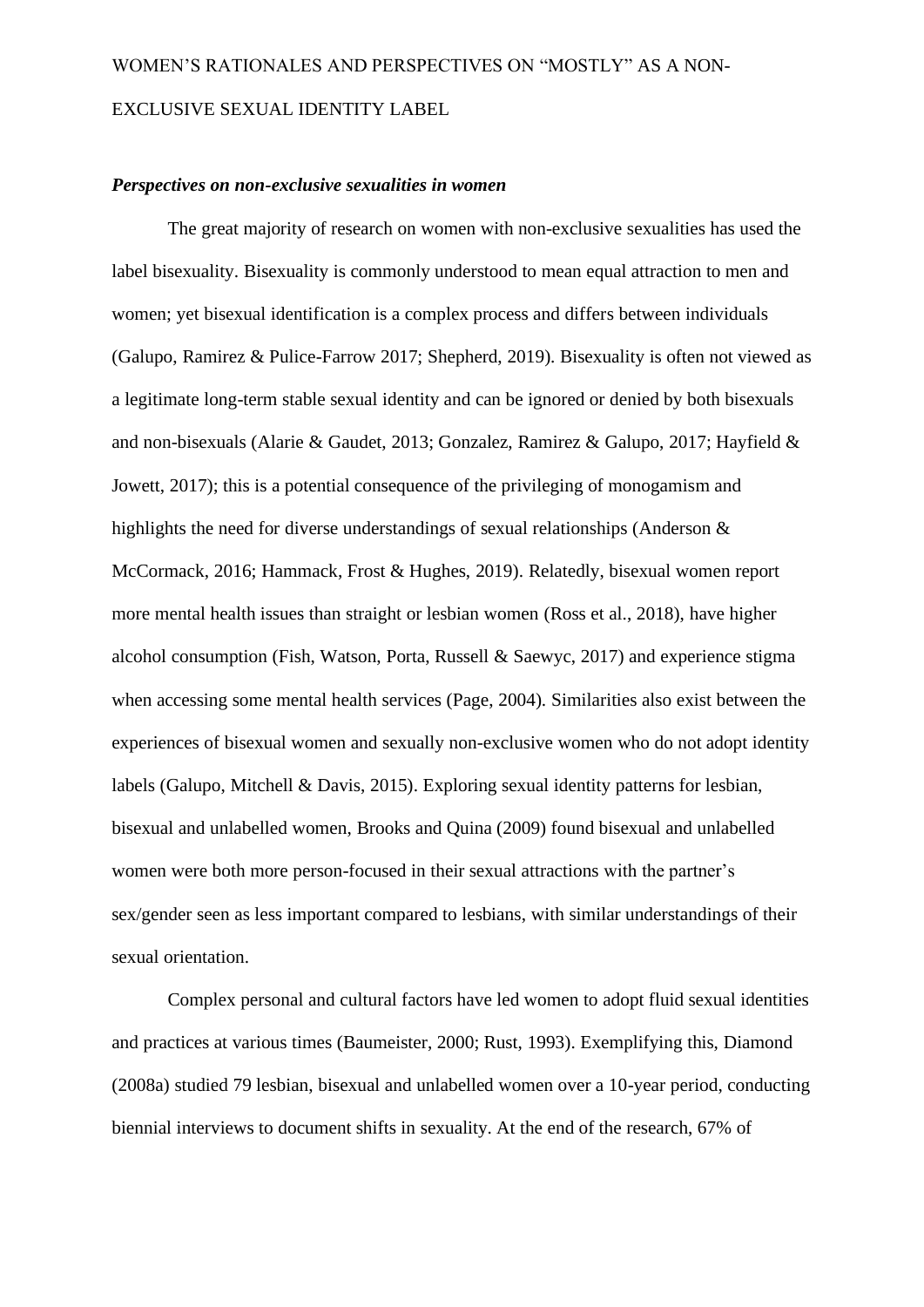### *Perspectives on non-exclusive sexualities in women*

The great majority of research on women with non-exclusive sexualities has used the label bisexuality. Bisexuality is commonly understood to mean equal attraction to men and women; yet bisexual identification is a complex process and differs between individuals (Galupo, Ramirez & Pulice-Farrow 2017; Shepherd, 2019). Bisexuality is often not viewed as a legitimate long-term stable sexual identity and can be ignored or denied by both bisexuals and non-bisexuals (Alarie & Gaudet, 2013; Gonzalez, Ramirez & Galupo, 2017; Hayfield & Jowett, 2017); this is a potential consequence of the privileging of monogamism and highlights the need for diverse understandings of sexual relationships (Anderson & McCormack, 2016; Hammack, Frost & Hughes, 2019). Relatedly, bisexual women report more mental health issues than straight or lesbian women (Ross et al., 2018), have higher alcohol consumption (Fish, Watson, Porta, Russell & Saewyc, 2017) and experience stigma when accessing some mental health services (Page, 2004). Similarities also exist between the experiences of bisexual women and sexually non-exclusive women who do not adopt identity labels (Galupo, Mitchell & Davis, 2015). Exploring sexual identity patterns for lesbian, bisexual and unlabelled women, Brooks and Quina (2009) found bisexual and unlabelled women were both more person-focused in their sexual attractions with the partner's sex/gender seen as less important compared to lesbians, with similar understandings of their sexual orientation.

Complex personal and cultural factors have led women to adopt fluid sexual identities and practices at various times (Baumeister, 2000; Rust, 1993). Exemplifying this, Diamond (2008a) studied 79 lesbian, bisexual and unlabelled women over a 10-year period, conducting biennial interviews to document shifts in sexuality. At the end of the research, 67% of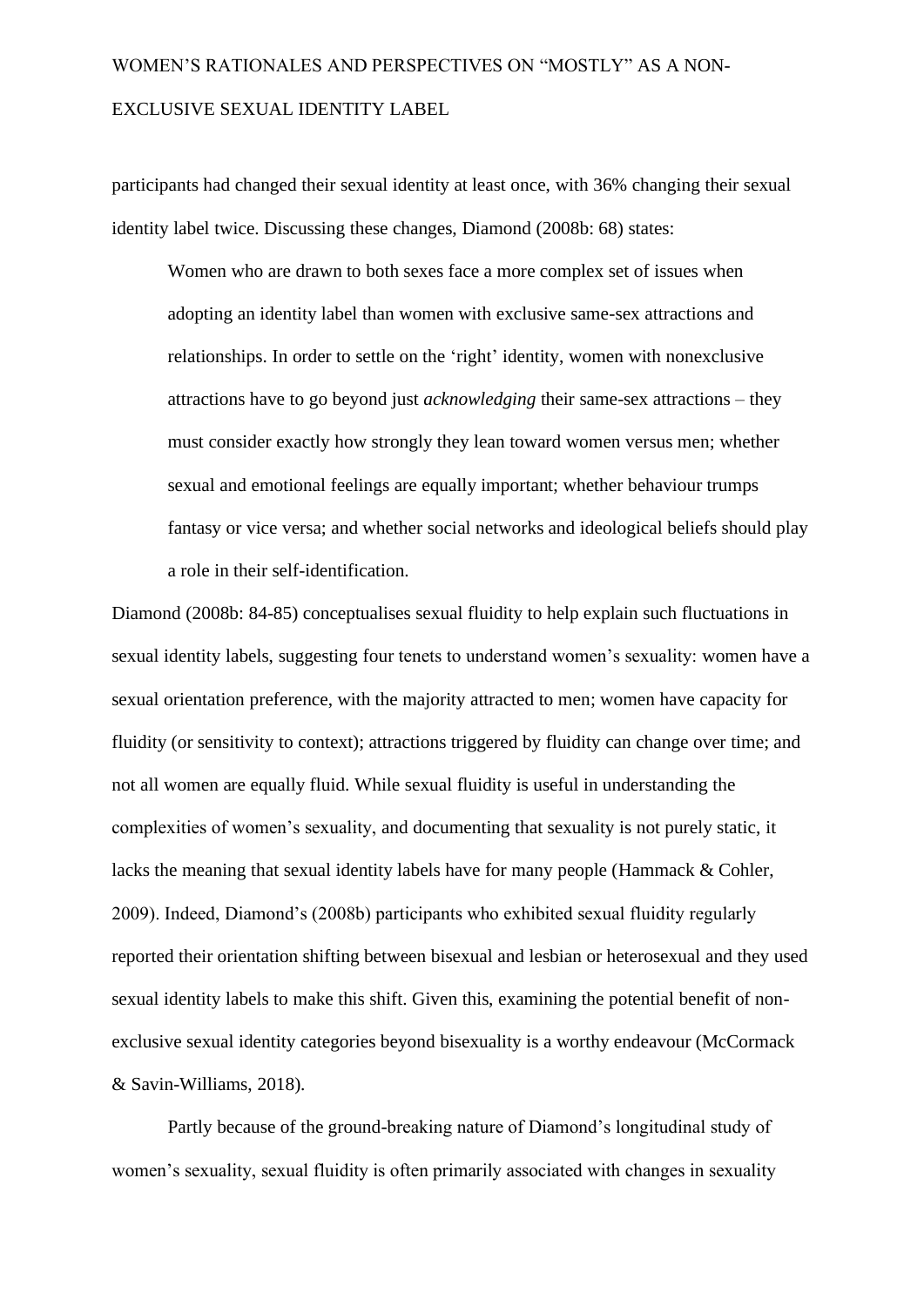participants had changed their sexual identity at least once, with 36% changing their sexual identity label twice. Discussing these changes, Diamond (2008b: 68) states:

> Women who are drawn to both sexes face a more complex set of issues when adopting an identity label than women with exclusive same-sex attractions and relationships. In order to settle on the 'right' identity, women with nonexclusive attractions have to go beyond just *acknowledging* their same-sex attractions – they must consider exactly how strongly they lean toward women versus men; whether sexual and emotional feelings are equally important; whether behaviour trumps fantasy or vice versa; and whether social networks and ideological beliefs should play a role in their self-identification.

Diamond (2008b: 84-85) conceptualises sexual fluidity to help explain such fluctuations in sexual identity labels, suggesting four tenets to understand women's sexuality: women have a sexual orientation preference, with the majority attracted to men; women have capacity for fluidity (or sensitivity to context); attractions triggered by fluidity can change over time; and not all women are equally fluid. While sexual fluidity is useful in understanding the complexities of women's sexuality, and documenting that sexuality is not purely static, it lacks the meaning that sexual identity labels have for many people (Hammack & Cohler, 2009). Indeed, Diamond's (2008b) participants who exhibited sexual fluidity regularly reported their orientation shifting between bisexual and lesbian or heterosexual and they used sexual identity labels to make this shift. Given this, examining the potential benefit of non-exclusive sexual identity categories beyond bisexuality is a worthy endeavour (McCormack & Savin-Williams, 2018).

Partly because of the ground-breaking nature of Diamond's longitudinal study of women's sexuality, sexual fluidity is often primarily associated with changes in sexuality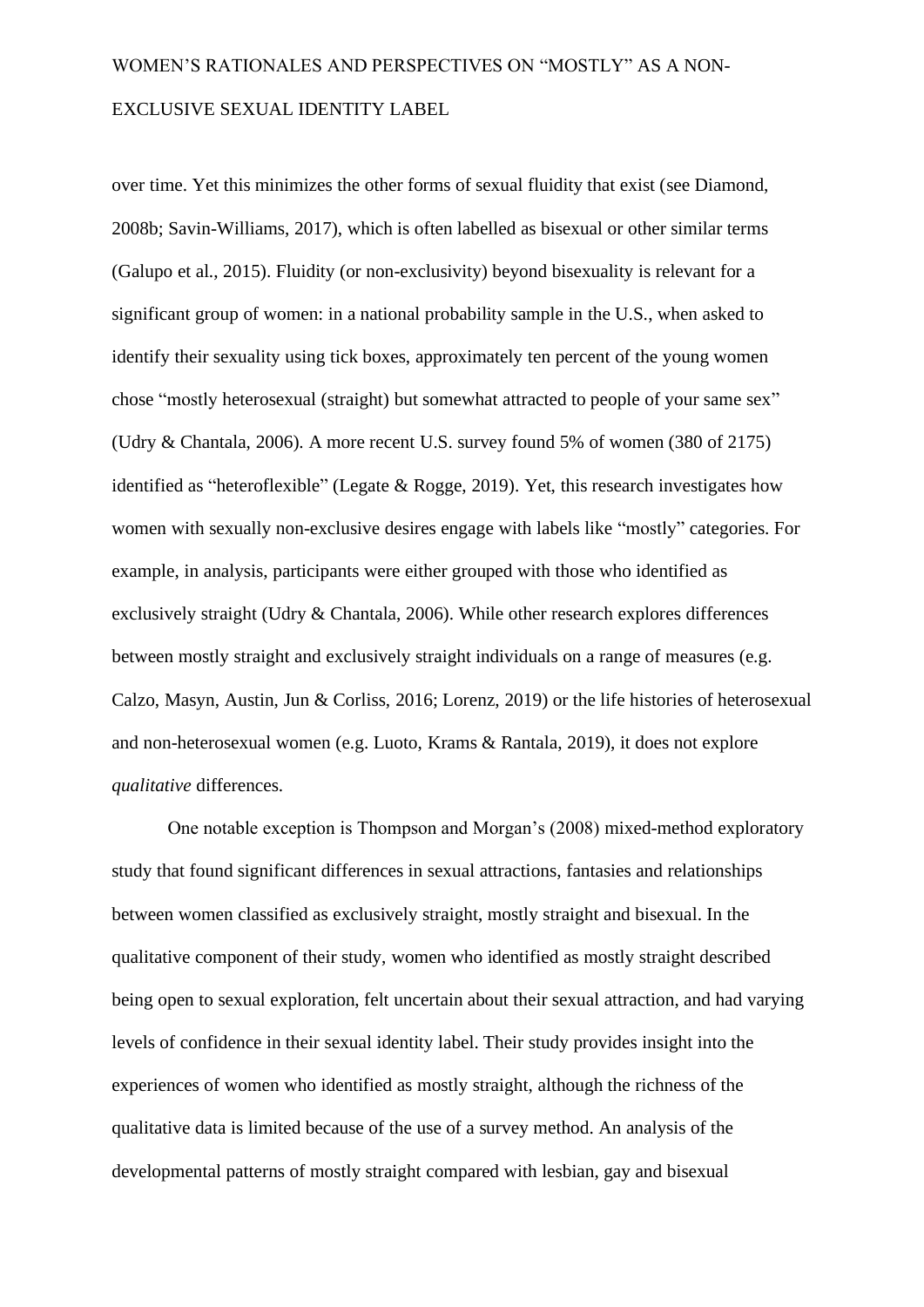over time. Yet this minimizes the other forms of sexual fluidity that exist (see Diamond, 2008b; Savin-Williams, 2017), which is often labelled as bisexual or other similar terms (Galupo et al., 2015). Fluidity (or non-exclusivity) beyond bisexuality is relevant for a significant group of women: in a national probability sample in the U.S., when asked to identify their sexuality using tick boxes, approximately ten percent of the young women chose “mostly heterosexual (straight) but somewhat attracted to people of your same sex” (Udry & Chantala, 2006). A more recent U.S. survey found 5% of women (380 of 2175) identified as “heteroflexible” (Legate & Rogge, 2019). Yet, this research investigates how women with sexually non-exclusive desires engage with labels like “mostly” categories. For example, in analysis, participants were either grouped with those who identified as exclusively straight (Udry & Chantala, 2006). While other research explores differences between mostly straight and exclusively straight individuals on a range of measures (e.g. Calzo, Masyn, Austin, Jun & Corliss, 2016; Lorenz, 2019) or the life histories of heterosexual and non-heterosexual women (e.g. Luoto, Krams & Rantala, 2019), it does not explore *qualitative* differences.

One notable exception is Thompson and Morgan’s (2008) mixed-method exploratory study that found significant differences in sexual attractions, fantasies and relationships between women classified as exclusively straight, mostly straight and bisexual. In the qualitative component of their study, women who identified as mostly straight described being open to sexual exploration, felt uncertain about their sexual attraction, and had varying levels of confidence in their sexual identity label. Their study provides insight into the experiences of women who identified as mostly straight, although the richness of the qualitative data is limited because of the use of a survey method. An analysis of the developmental patterns of mostly straight compared with lesbian, gay and bisexual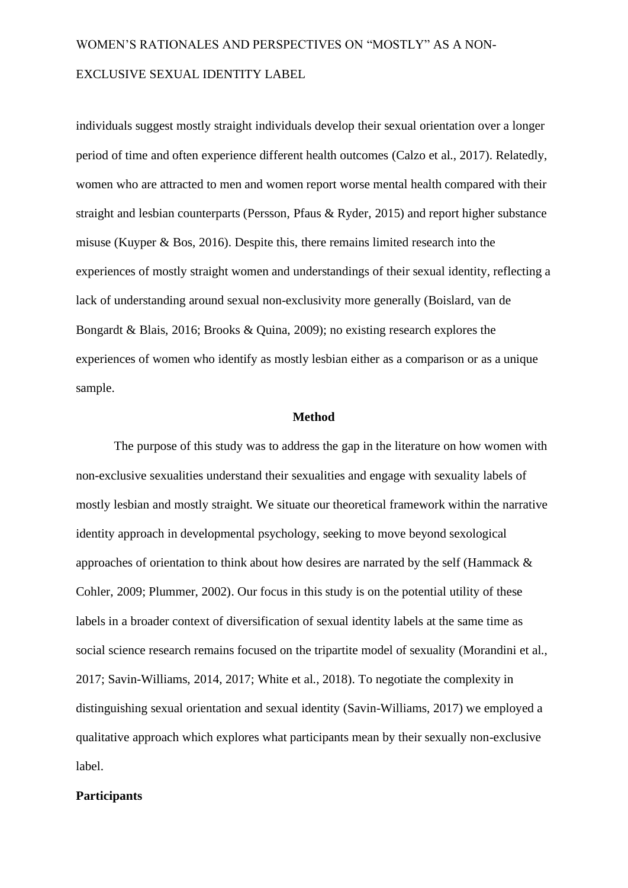individuals suggest mostly straight individuals develop their sexual orientation over a longer period of time and often experience different health outcomes (Calzo et al., 2017). Relatedly, women who are attracted to men and women report worse mental health compared with their straight and lesbian counterparts (Persson, Pfaus & Ryder, 2015) and report higher substance misuse (Kuyper & Bos, 2016). Despite this, there remains limited research into the experiences of mostly straight women and understandings of their sexual identity, reflecting a lack of understanding around sexual non-exclusivity more generally (Boislard, van de Bongardt & Blais, 2016; Brooks & Quina, 2009); no existing research explores the experiences of women who identify as mostly lesbian either as a comparison or as a unique sample.

## Method

The purpose of this study was to address the gap in the literature on how women with non-exclusive sexualities understand their sexualities and engage with sexuality labels of mostly lesbian and mostly straight. We situate our theoretical framework within the narrative identity approach in developmental psychology, seeking to move beyond sexological approaches of orientation to think about how desires are narrated by the self (Hammack & Cohler, 2009; Plummer, 2002). Our focus in this study is on the potential utility of these labels in a broader context of diversification of sexual identity labels at the same time as social science research remains focused on the tripartite model of sexuality (Morandini et al., 2017; Savin-Williams, 2014, 2017; White et al., 2018). To negotiate the complexity in distinguishing sexual orientation and sexual identity (Savin-Williams, 2017) we employed a qualitative approach which explores what participants mean by their sexually non-exclusive label.

### Participants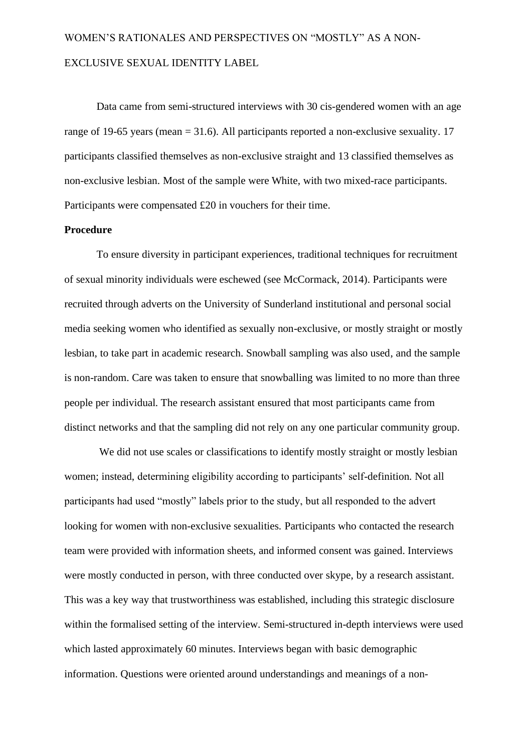Data came from semi-structured interviews with 30 cis-gendered women with an age range of 19-65 years (mean = 31.6). All participants reported a non-exclusive sexuality. 17 participants classified themselves as non-exclusive straight and 13 classified themselves as non-exclusive lesbian. Most of the sample were White, with two mixed-race participants. Participants were compensated £20 in vouchers for their time.

**Procedure**

To ensure diversity in participant experiences, traditional techniques for recruitment of sexual minority individuals were eschewed (see McCormack, 2014). Participants were recruited through adverts on the University of Sunderland institutional and personal social media seeking women who identified as sexually non-exclusive, or mostly straight or mostly lesbian, to take part in academic research. Snowball sampling was also used, and the sample is non-random. Care was taken to ensure that snowballing was limited to no more than three people per individual. The research assistant ensured that most participants came from distinct networks and that the sampling did not rely on any one particular community group.

We did not use scales or classifications to identify mostly straight or mostly lesbian women; instead, determining eligibility according to participants' self-definition. Not all participants had used "mostly" labels prior to the study, but all responded to the advert looking for women with non-exclusive sexualities. Participants who contacted the research team were provided with information sheets, and informed consent was gained. Interviews were mostly conducted in person, with three conducted over skype, by a research assistant. This was a key way that trustworthiness was established, including this strategic disclosure within the formalised setting of the interview. Semi-structured in-depth interviews were used which lasted approximately 60 minutes. Interviews began with basic demographic information. Questions were oriented around understandings and meanings of a non-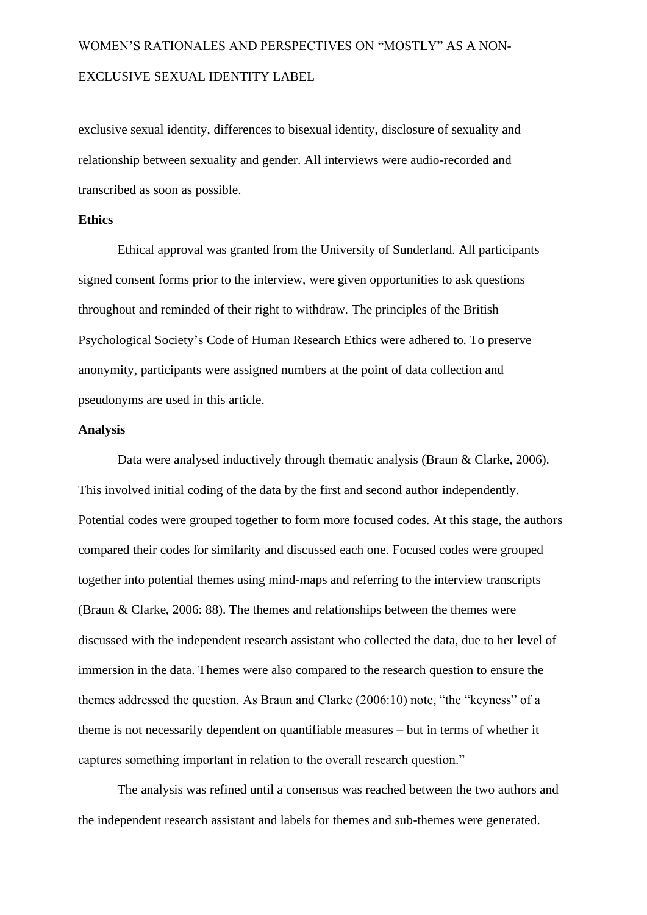exclusive sexual identity, differences to bisexual identity, disclosure of sexuality and relationship between sexuality and gender. All interviews were audio-recorded and transcribed as soon as possible.

**Ethics**

Ethical approval was granted from the University of Sunderland. All participants signed consent forms prior to the interview, were given opportunities to ask questions throughout and reminded of their right to withdraw. The principles of the British Psychological Society's Code of Human Research Ethics were adhered to. To preserve anonymity, participants were assigned numbers at the point of data collection and pseudonyms are used in this article.

**Analysis**

Data were analysed inductively through thematic analysis (Braun & Clarke, 2006). This involved initial coding of the data by the first and second author independently. Potential codes were grouped together to form more focused codes. At this stage, the authors compared their codes for similarity and discussed each one. Focused codes were grouped together into potential themes using mind-maps and referring to the interview transcripts (Braun & Clarke, 2006: 88). The themes and relationships between the themes were discussed with the independent research assistant who collected the data, due to her level of immersion in the data. Themes were also compared to the research question to ensure the themes addressed the question. As Braun and Clarke (2006:10) note, "the "keyness" of a theme is not necessarily dependent on quantifiable measures – but in terms of whether it captures something important in relation to the overall research question."

The analysis was refined until a consensus was reached between the two authors and the independent research assistant and labels for themes and sub-themes were generated.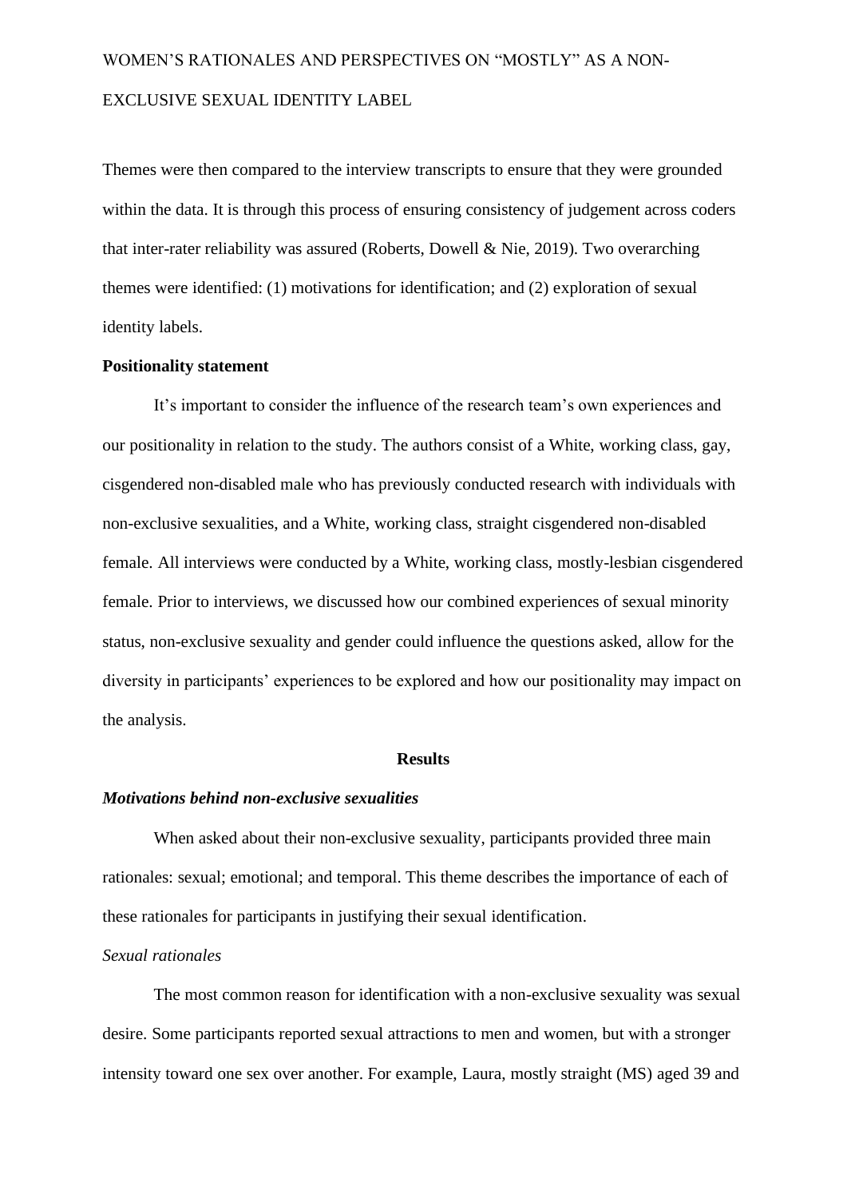Themes were then compared to the interview transcripts to ensure that they were grounded within the data. It is through this process of ensuring consistency of judgement across coders that inter-rater reliability was assured (Roberts, Dowell & Nie, 2019). Two overarching themes were identified: (1) motivations for identification; and (2) exploration of sexual identity labels.

**Positionality statement**

It's important to consider the influence of the research team's own experiences and our positionality in relation to the study. The authors consist of a White, working class, gay, cisgendered non-disabled male who has previously conducted research with individuals with non-exclusive sexualities, and a White, working class, straight cisgendered non-disabled female. All interviews were conducted by a White, working class, mostly-lesbian cisgendered female. Prior to interviews, we discussed how our combined experiences of sexual minority status, non-exclusive sexuality and gender could influence the questions asked, allow for the diversity in participants' experiences to be explored and how our positionality may impact on the analysis.

## Results

***Motivations behind non-exclusive sexualities***

When asked about their non-exclusive sexuality, participants provided three main rationales: sexual; emotional; and temporal. This theme describes the importance of each of these rationales for participants in justifying their sexual identification.

*Sexual rationales*

The most common reason for identification with a non-exclusive sexuality was sexual desire. Some participants reported sexual attractions to men and women, but with a stronger intensity toward one sex over another. For example, Laura, mostly straight (MS) aged 39 and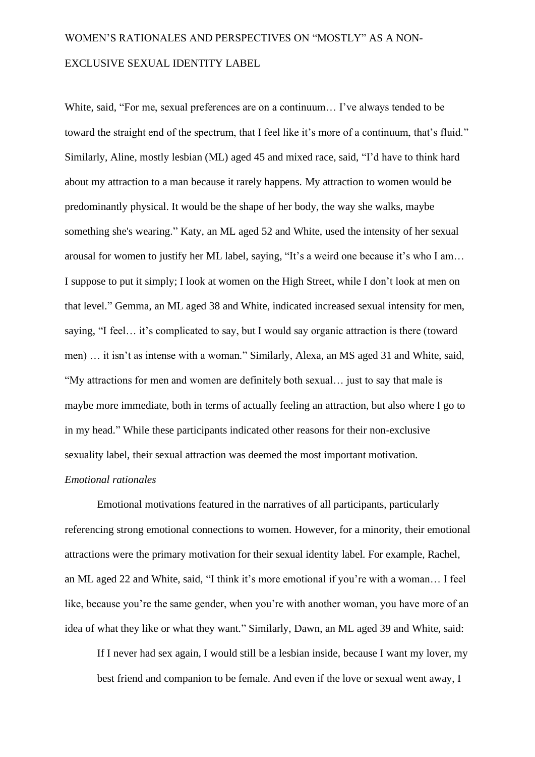White, said, "For me, sexual preferences are on a continuum… I've always tended to be toward the straight end of the spectrum, that I feel like it's more of a continuum, that's fluid." Similarly, Aline, mostly lesbian (ML) aged 45 and mixed race, said, "I'd have to think hard about my attraction to a man because it rarely happens. My attraction to women would be predominantly physical. It would be the shape of her body, the way she walks, maybe something she's wearing." Katy, an ML aged 52 and White, used the intensity of her sexual arousal for women to justify her ML label, saying, "It's a weird one because it's who I am… I suppose to put it simply; I look at women on the High Street, while I don't look at men on that level." Gemma, an ML aged 38 and White, indicated increased sexual intensity for men, saying, "I feel… it's complicated to say, but I would say organic attraction is there (toward men) … it isn't as intense with a woman." Similarly, Alexa, an MS aged 31 and White, said, "My attractions for men and women are definitely both sexual… just to say that male is maybe more immediate, both in terms of actually feeling an attraction, but also where I go to in my head." While these participants indicated other reasons for their non-exclusive sexuality label, their sexual attraction was deemed the most important motivation.

*Emotional rationales*

Emotional motivations featured in the narratives of all participants, particularly referencing strong emotional connections to women. However, for a minority, their emotional attractions were the primary motivation for their sexual identity label. For example, Rachel, an ML aged 22 and White, said, "I think it's more emotional if you're with a woman… I feel like, because you're the same gender, when you're with another woman, you have more of an idea of what they like or what they want." Similarly, Dawn, an ML aged 39 and White, said:

> If I never had sex again, I would still be a lesbian inside, because I want my lover, my best friend and companion to be female. And even if the love or sexual went away, I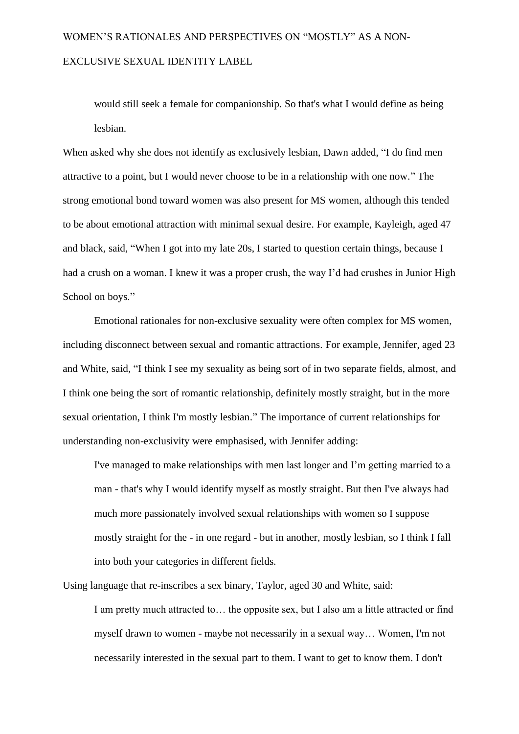> would still seek a female for companionship. So that's what I would define as being lesbian.

When asked why she does not identify as exclusively lesbian, Dawn added, “I do find men attractive to a point, but I would never choose to be in a relationship with one now.” The strong emotional bond toward women was also present for MS women, although this tended to be about emotional attraction with minimal sexual desire. For example, Kayleigh, aged 47 and black, said, “When I got into my late 20s, I started to question certain things, because I had a crush on a woman. I knew it was a proper crush, the way I’d had crushes in Junior High School on boys.”

Emotional rationales for non-exclusive sexuality were often complex for MS women, including disconnect between sexual and romantic attractions. For example, Jennifer, aged 23 and White, said, “I think I see my sexuality as being sort of in two separate fields, almost, and I think one being the sort of romantic relationship, definitely mostly straight, but in the more sexual orientation, I think I'm mostly lesbian.” The importance of current relationships for understanding non-exclusivity were emphasised, with Jennifer adding:

> I've managed to make relationships with men last longer and I’m getting married to a man - that's why I would identify myself as mostly straight. But then I've always had much more passionately involved sexual relationships with women so I suppose mostly straight for the - in one regard - but in another, mostly lesbian, so I think I fall into both your categories in different fields.

Using language that re-inscribes a sex binary, Taylor, aged 30 and White, said:

> I am pretty much attracted to… the opposite sex, but I also am a little attracted or find myself drawn to women - maybe not necessarily in a sexual way… Women, I'm not necessarily interested in the sexual part to them. I want to get to know them. I don't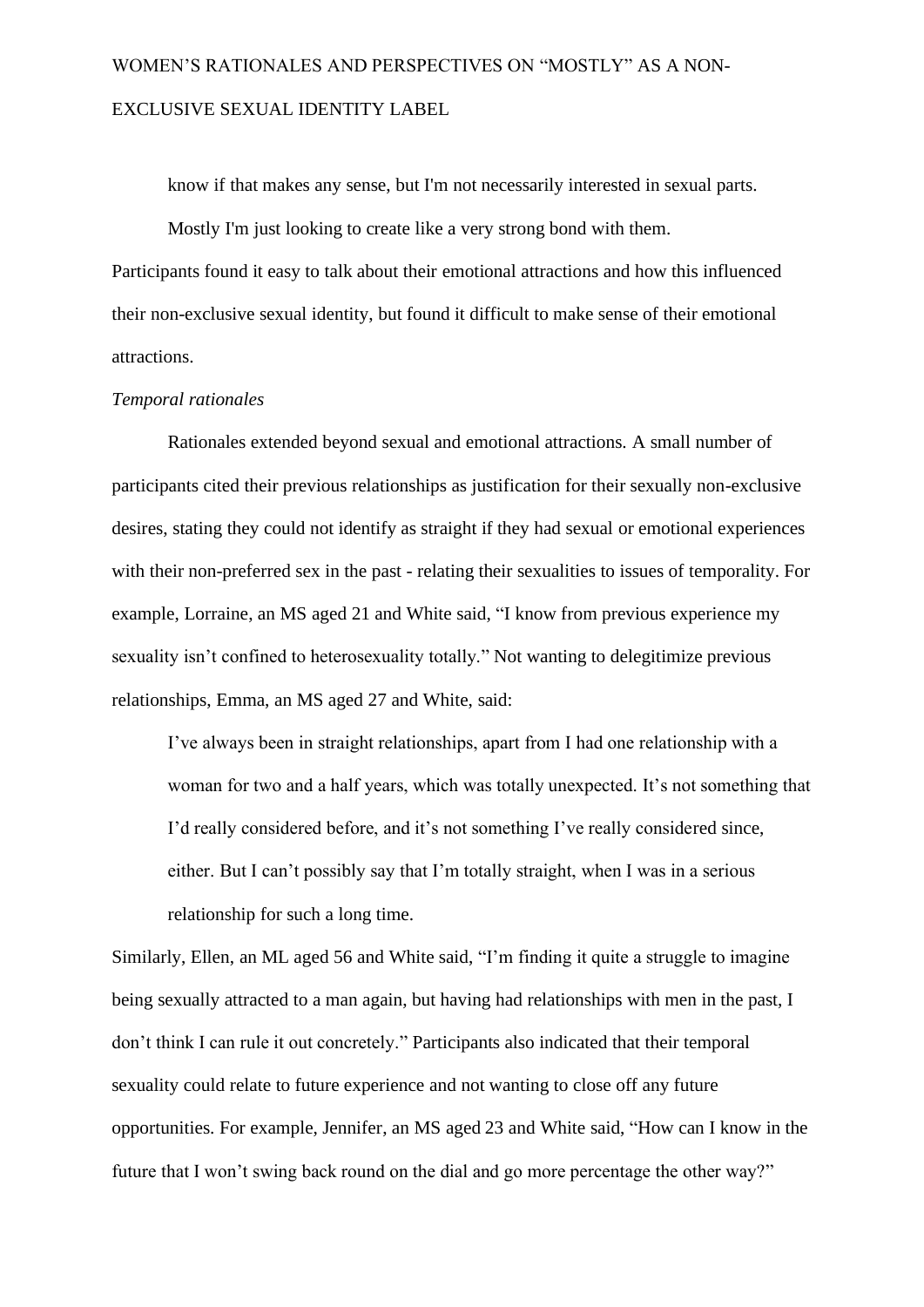know if that makes any sense, but I'm not necessarily interested in sexual parts. Mostly I'm just looking to create like a very strong bond with them.

Participants found it easy to talk about their emotional attractions and how this influenced their non-exclusive sexual identity, but found it difficult to make sense of their emotional attractions.

*Temporal rationales*

Rationales extended beyond sexual and emotional attractions. A small number of participants cited their previous relationships as justification for their sexually non-exclusive desires, stating they could not identify as straight if they had sexual or emotional experiences with their non-preferred sex in the past - relating their sexualities to issues of temporality. For example, Lorraine, an MS aged 21 and White said, "I know from previous experience my sexuality isn't confined to heterosexuality totally." Not wanting to delegitimize previous relationships, Emma, an MS aged 27 and White, said:

> I've always been in straight relationships, apart from I had one relationship with a woman for two and a half years, which was totally unexpected. It's not something that I'd really considered before, and it's not something I've really considered since, either. But I can't possibly say that I'm totally straight, when I was in a serious relationship for such a long time.

Similarly, Ellen, an ML aged 56 and White said, "I'm finding it quite a struggle to imagine being sexually attracted to a man again, but having had relationships with men in the past, I don't think I can rule it out concretely." Participants also indicated that their temporal sexuality could relate to future experience and not wanting to close off any future opportunities. For example, Jennifer, an MS aged 23 and White said, "How can I know in the future that I won't swing back round on the dial and go more percentage the other way?"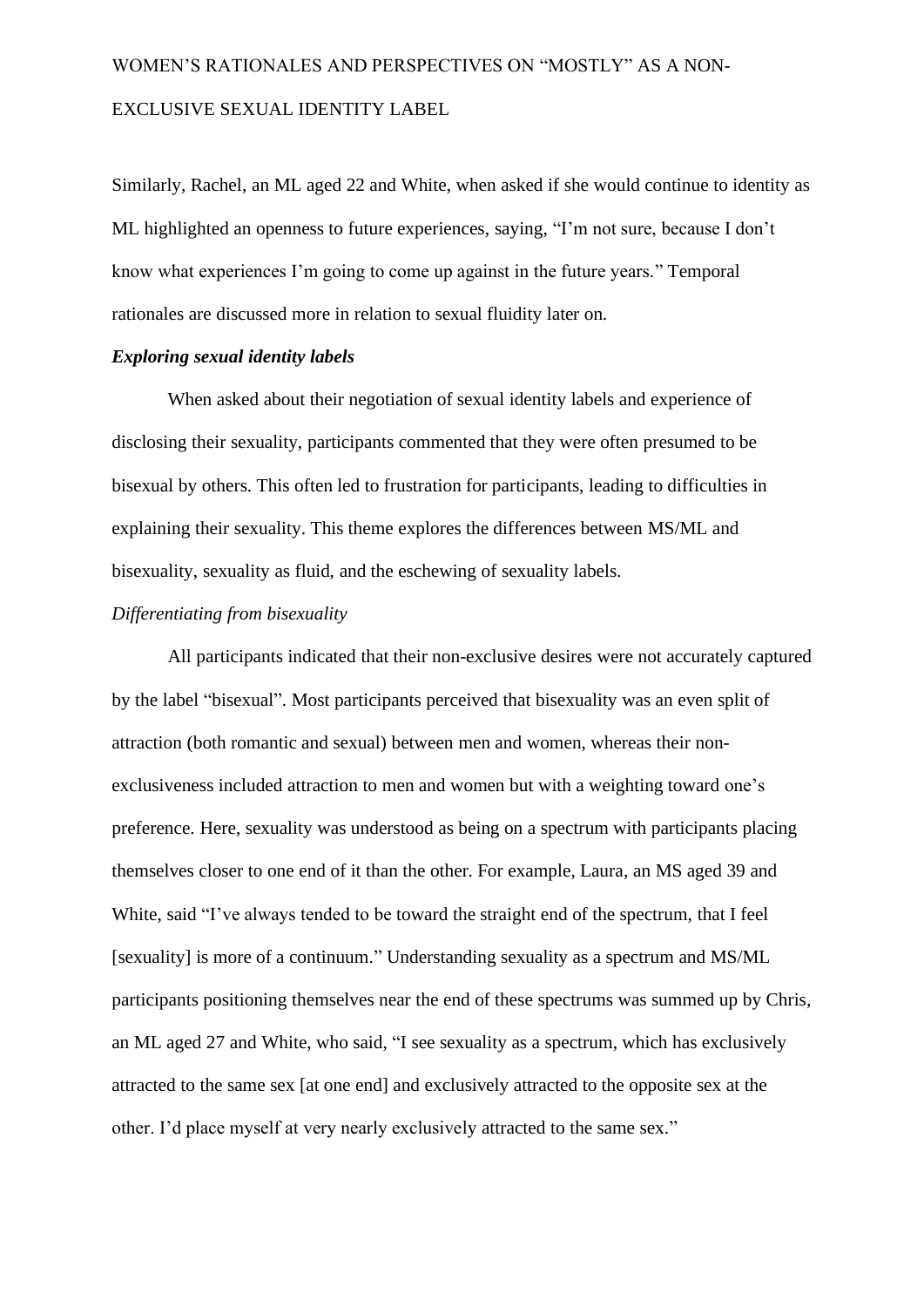Similarly, Rachel, an ML aged 22 and White, when asked if she would continue to identity as ML highlighted an openness to future experiences, saying, "I'm not sure, because I don't know what experiences I'm going to come up against in the future years." Temporal rationales are discussed more in relation to sexual fluidity later on.

### ***Exploring sexual identity labels***

When asked about their negotiation of sexual identity labels and experience of disclosing their sexuality, participants commented that they were often presumed to be bisexual by others. This often led to frustration for participants, leading to difficulties in explaining their sexuality. This theme explores the differences between MS/ML and bisexuality, sexuality as fluid, and the eschewing of sexuality labels.

#### *Differentiating from bisexuality*

All participants indicated that their non-exclusive desires were not accurately captured by the label "bisexual". Most participants perceived that bisexuality was an even split of attraction (both romantic and sexual) between men and women, whereas their non-exclusiveness included attraction to men and women but with a weighting toward one's preference. Here, sexuality was understood as being on a spectrum with participants placing themselves closer to one end of it than the other. For example, Laura, an MS aged 39 and White, said "I've always tended to be toward the straight end of the spectrum, that I feel [sexuality] is more of a continuum." Understanding sexuality as a spectrum and MS/ML participants positioning themselves near the end of these spectrums was summed up by Chris, an ML aged 27 and White, who said, "I see sexuality as a spectrum, which has exclusively attracted to the same sex [at one end] and exclusively attracted to the opposite sex at the other. I'd place myself at very nearly exclusively attracted to the same sex."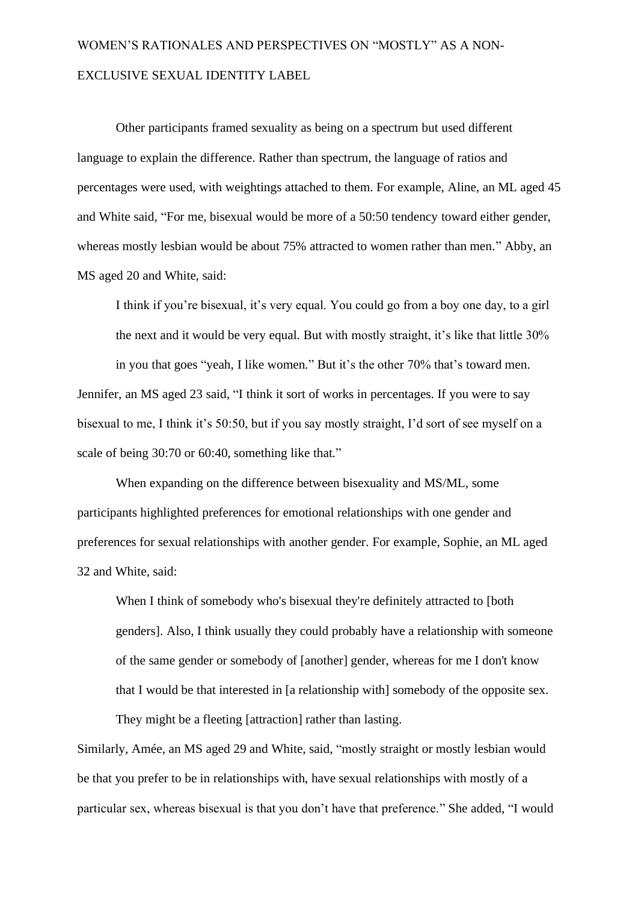Other participants framed sexuality as being on a spectrum but used different language to explain the difference. Rather than spectrum, the language of ratios and percentages were used, with weightings attached to them. For example, Aline, an ML aged 45 and White said, "For me, bisexual would be more of a 50:50 tendency toward either gender, whereas mostly lesbian would be about 75% attracted to women rather than men." Abby, an MS aged 20 and White, said:

> I think if you're bisexual, it's very equal. You could go from a boy one day, to a girl the next and it would be very equal. But with mostly straight, it's like that little 30% in you that goes "yeah, I like women." But it's the other 70% that's toward men.

Jennifer, an MS aged 23 said, "I think it sort of works in percentages. If you were to say bisexual to me, I think it's 50:50, but if you say mostly straight, I'd sort of see myself on a scale of being 30:70 or 60:40, something like that."

When expanding on the difference between bisexuality and MS/ML, some participants highlighted preferences for emotional relationships with one gender and preferences for sexual relationships with another gender. For example, Sophie, an ML aged 32 and White, said:

> When I think of somebody who's bisexual they're definitely attracted to [both genders]. Also, I think usually they could probably have a relationship with someone of the same gender or somebody of [another] gender, whereas for me I don't know that I would be that interested in [a relationship with] somebody of the opposite sex. They might be a fleeting [attraction] rather than lasting.

Similarly, Amée, an MS aged 29 and White, said, "mostly straight or mostly lesbian would be that you prefer to be in relationships with, have sexual relationships with mostly of a particular sex, whereas bisexual is that you don't have that preference." She added, "I would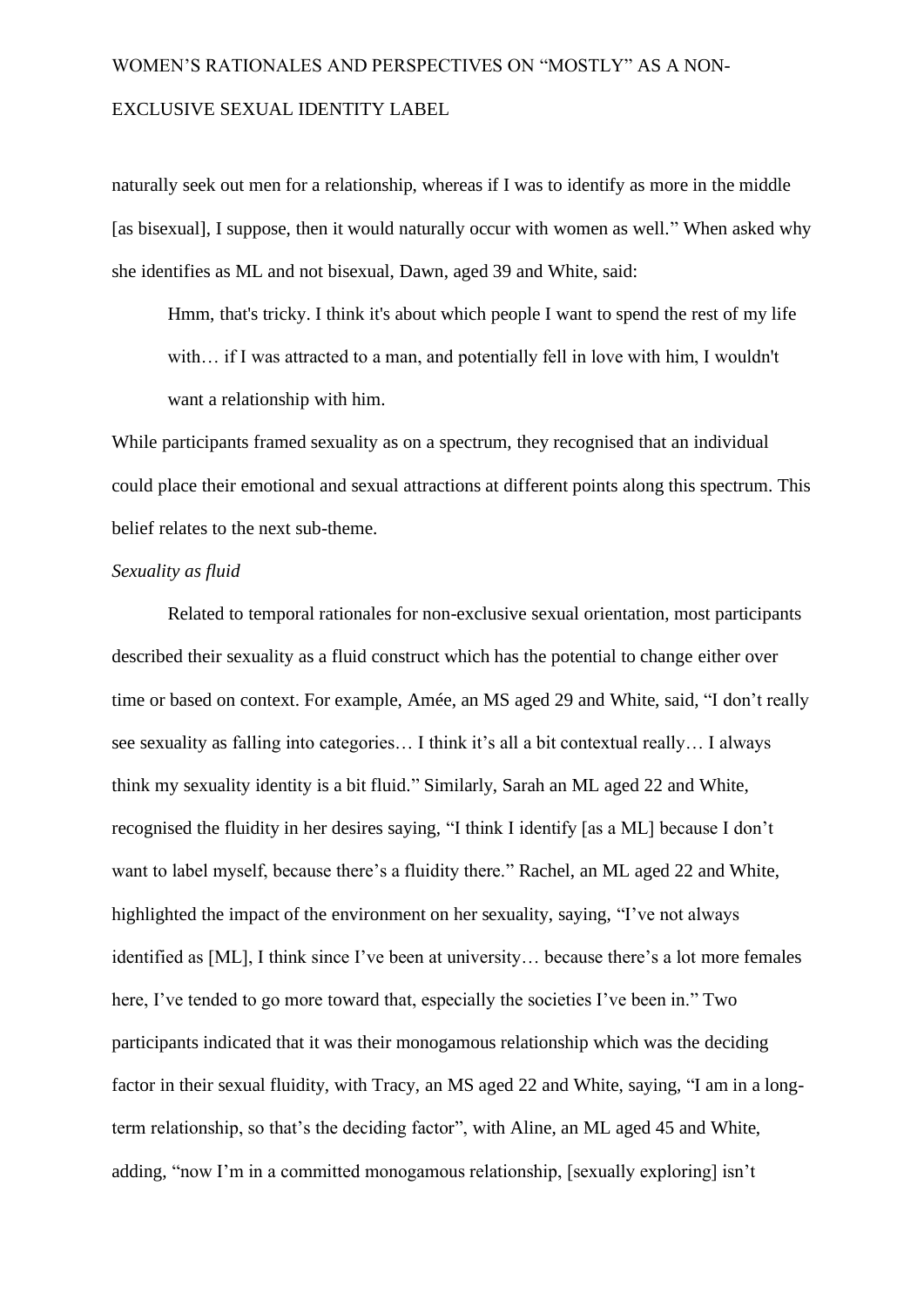naturally seek out men for a relationship, whereas if I was to identify as more in the middle [as bisexual], I suppose, then it would naturally occur with women as well." When asked why she identifies as ML and not bisexual, Dawn, aged 39 and White, said:

> Hmm, that's tricky. I think it's about which people I want to spend the rest of my life with… if I was attracted to a man, and potentially fell in love with him, I wouldn't want a relationship with him.

While participants framed sexuality as on a spectrum, they recognised that an individual could place their emotional and sexual attractions at different points along this spectrum. This belief relates to the next sub-theme.

*Sexuality as fluid*

Related to temporal rationales for non-exclusive sexual orientation, most participants described their sexuality as a fluid construct which has the potential to change either over time or based on context. For example, Amée, an MS aged 29 and White, said, "I don't really see sexuality as falling into categories… I think it's all a bit contextual really… I always think my sexuality identity is a bit fluid." Similarly, Sarah an ML aged 22 and White, recognised the fluidity in her desires saying, "I think I identify [as a ML] because I don't want to label myself, because there's a fluidity there." Rachel, an ML aged 22 and White, highlighted the impact of the environment on her sexuality, saying, "I've not always identified as [ML], I think since I've been at university… because there's a lot more females here, I've tended to go more toward that, especially the societies I've been in." Two participants indicated that it was their monogamous relationship which was the deciding factor in their sexual fluidity, with Tracy, an MS aged 22 and White, saying, "I am in a long-term relationship, so that's the deciding factor", with Aline, an ML aged 45 and White, adding, "now I'm in a committed monogamous relationship, [sexually exploring] isn't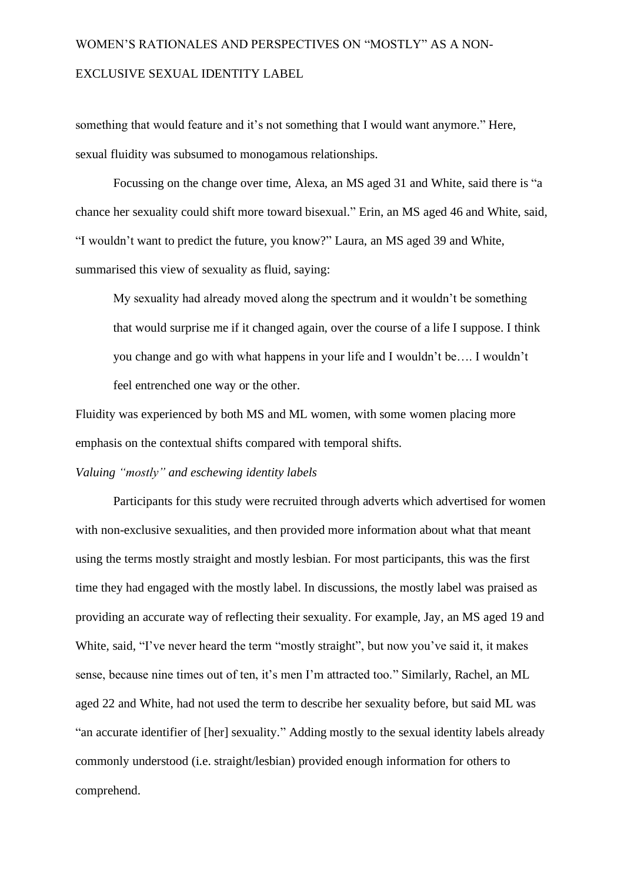something that would feature and it's not something that I would want anymore." Here, sexual fluidity was subsumed to monogamous relationships.

Focussing on the change over time, Alexa, an MS aged 31 and White, said there is "a chance her sexuality could shift more toward bisexual." Erin, an MS aged 46 and White, said, "I wouldn't want to predict the future, you know?" Laura, an MS aged 39 and White, summarised this view of sexuality as fluid, saying:

> My sexuality had already moved along the spectrum and it wouldn't be something that would surprise me if it changed again, over the course of a life I suppose. I think you change and go with what happens in your life and I wouldn't be…. I wouldn't feel entrenched one way or the other.

Fluidity was experienced by both MS and ML women, with some women placing more emphasis on the contextual shifts compared with temporal shifts.

*Valuing "mostly" and eschewing identity labels*

Participants for this study were recruited through adverts which advertised for women with non-exclusive sexualities, and then provided more information about what that meant using the terms mostly straight and mostly lesbian. For most participants, this was the first time they had engaged with the mostly label. In discussions, the mostly label was praised as providing an accurate way of reflecting their sexuality. For example, Jay, an MS aged 19 and White, said, "I've never heard the term "mostly straight", but now you've said it, it makes sense, because nine times out of ten, it's men I'm attracted too." Similarly, Rachel, an ML aged 22 and White, had not used the term to describe her sexuality before, but said ML was "an accurate identifier of [her] sexuality." Adding mostly to the sexual identity labels already commonly understood (i.e. straight/lesbian) provided enough information for others to comprehend.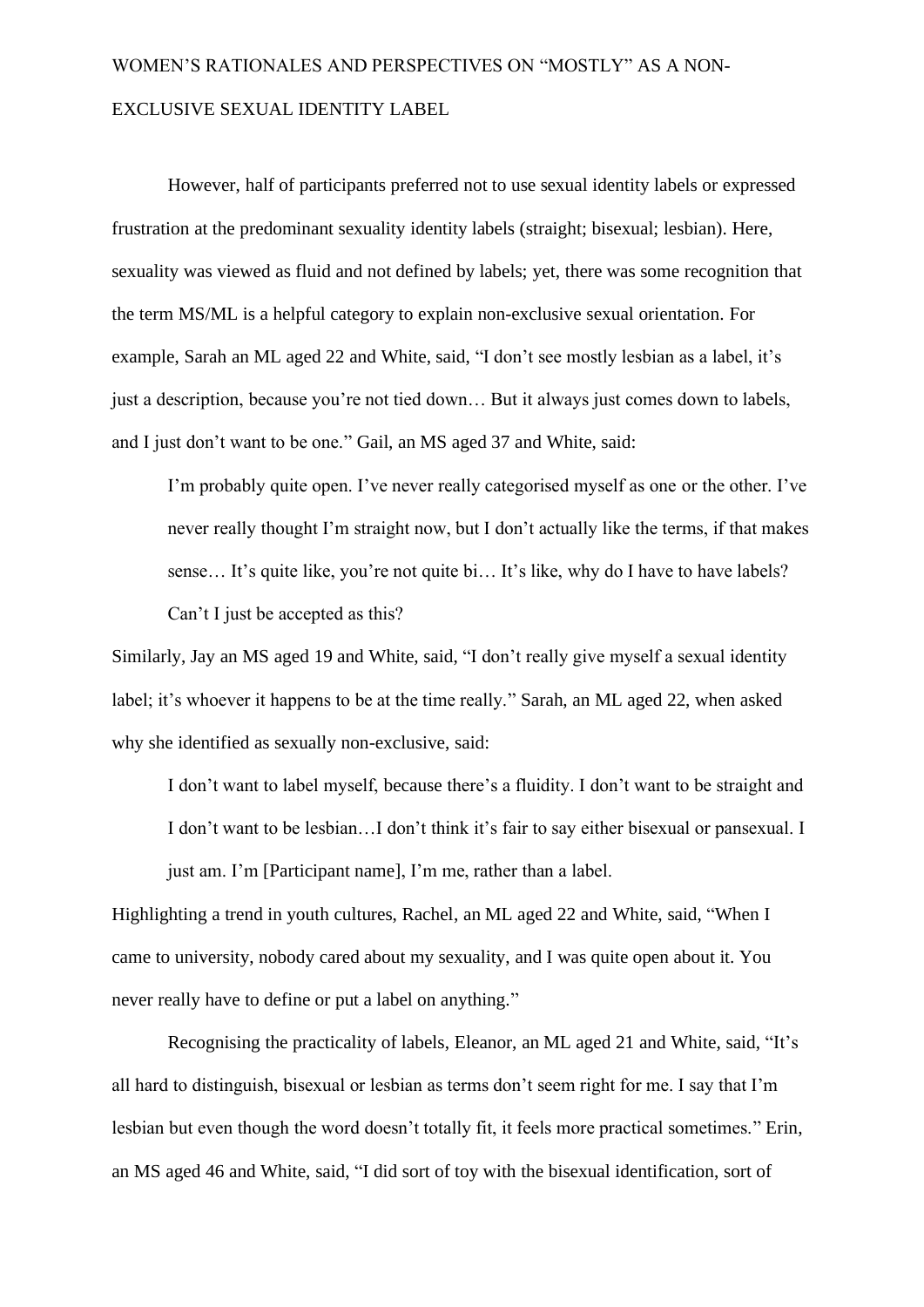However, half of participants preferred not to use sexual identity labels or expressed frustration at the predominant sexuality identity labels (straight; bisexual; lesbian). Here, sexuality was viewed as fluid and not defined by labels; yet, there was some recognition that the term MS/ML is a helpful category to explain non-exclusive sexual orientation. For example, Sarah an ML aged 22 and White, said, "I don't see mostly lesbian as a label, it's just a description, because you're not tied down… But it always just comes down to labels, and I just don't want to be one." Gail, an MS aged 37 and White, said:

> I'm probably quite open. I've never really categorised myself as one or the other. I've never really thought I'm straight now, but I don't actually like the terms, if that makes sense… It's quite like, you're not quite bi… It's like, why do I have to have labels? Can't I just be accepted as this?

Similarly, Jay an MS aged 19 and White, said, "I don't really give myself a sexual identity label; it's whoever it happens to be at the time really." Sarah, an ML aged 22, when asked why she identified as sexually non-exclusive, said:

> I don't want to label myself, because there's a fluidity. I don't want to be straight and I don't want to be lesbian…I don't think it's fair to say either bisexual or pansexual. I just am. I'm [Participant name], I'm me, rather than a label.

Highlighting a trend in youth cultures, Rachel, an ML aged 22 and White, said, "When I came to university, nobody cared about my sexuality, and I was quite open about it. You never really have to define or put a label on anything."

Recognising the practicality of labels, Eleanor, an ML aged 21 and White, said, "It's all hard to distinguish, bisexual or lesbian as terms don't seem right for me. I say that I'm lesbian but even though the word doesn't totally fit, it feels more practical sometimes." Erin, an MS aged 46 and White, said, "I did sort of toy with the bisexual identification, sort of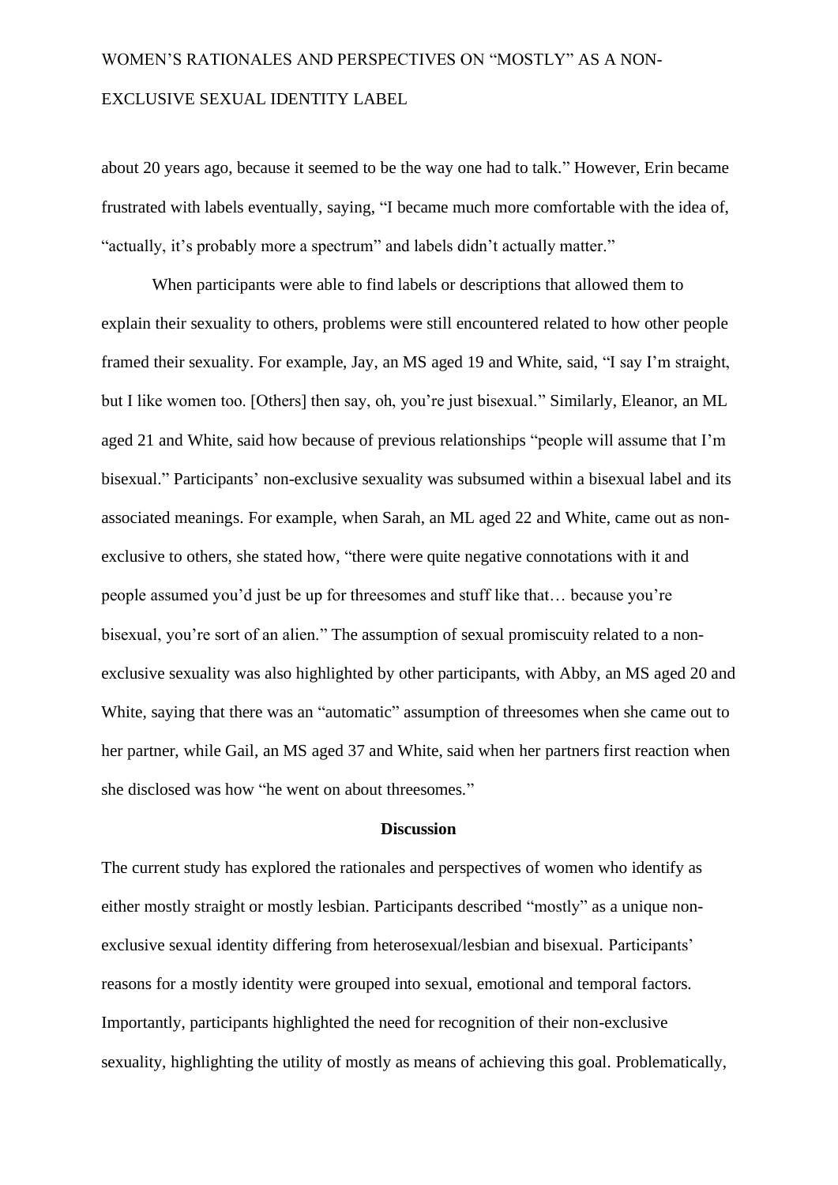about 20 years ago, because it seemed to be the way one had to talk." However, Erin became frustrated with labels eventually, saying, "I became much more comfortable with the idea of, "actually, it's probably more a spectrum" and labels didn't actually matter."

When participants were able to find labels or descriptions that allowed them to explain their sexuality to others, problems were still encountered related to how other people framed their sexuality. For example, Jay, an MS aged 19 and White, said, "I say I'm straight, but I like women too. [Others] then say, oh, you're just bisexual." Similarly, Eleanor, an ML aged 21 and White, said how because of previous relationships "people will assume that I'm bisexual." Participants' non-exclusive sexuality was subsumed within a bisexual label and its associated meanings. For example, when Sarah, an ML aged 22 and White, came out as non-exclusive to others, she stated how, "there were quite negative connotations with it and people assumed you'd just be up for threesomes and stuff like that… because you're bisexual, you're sort of an alien." The assumption of sexual promiscuity related to a non-exclusive sexuality was also highlighted by other participants, with Abby, an MS aged 20 and White, saying that there was an "automatic" assumption of threesomes when she came out to her partner, while Gail, an MS aged 37 and White, said when her partners first reaction when she disclosed was how "he went on about threesomes."

## Discussion

The current study has explored the rationales and perspectives of women who identify as either mostly straight or mostly lesbian. Participants described "mostly" as a unique non-exclusive sexual identity differing from heterosexual/lesbian and bisexual. Participants' reasons for a mostly identity were grouped into sexual, emotional and temporal factors. Importantly, participants highlighted the need for recognition of their non-exclusive sexuality, highlighting the utility of mostly as means of achieving this goal. Problematically,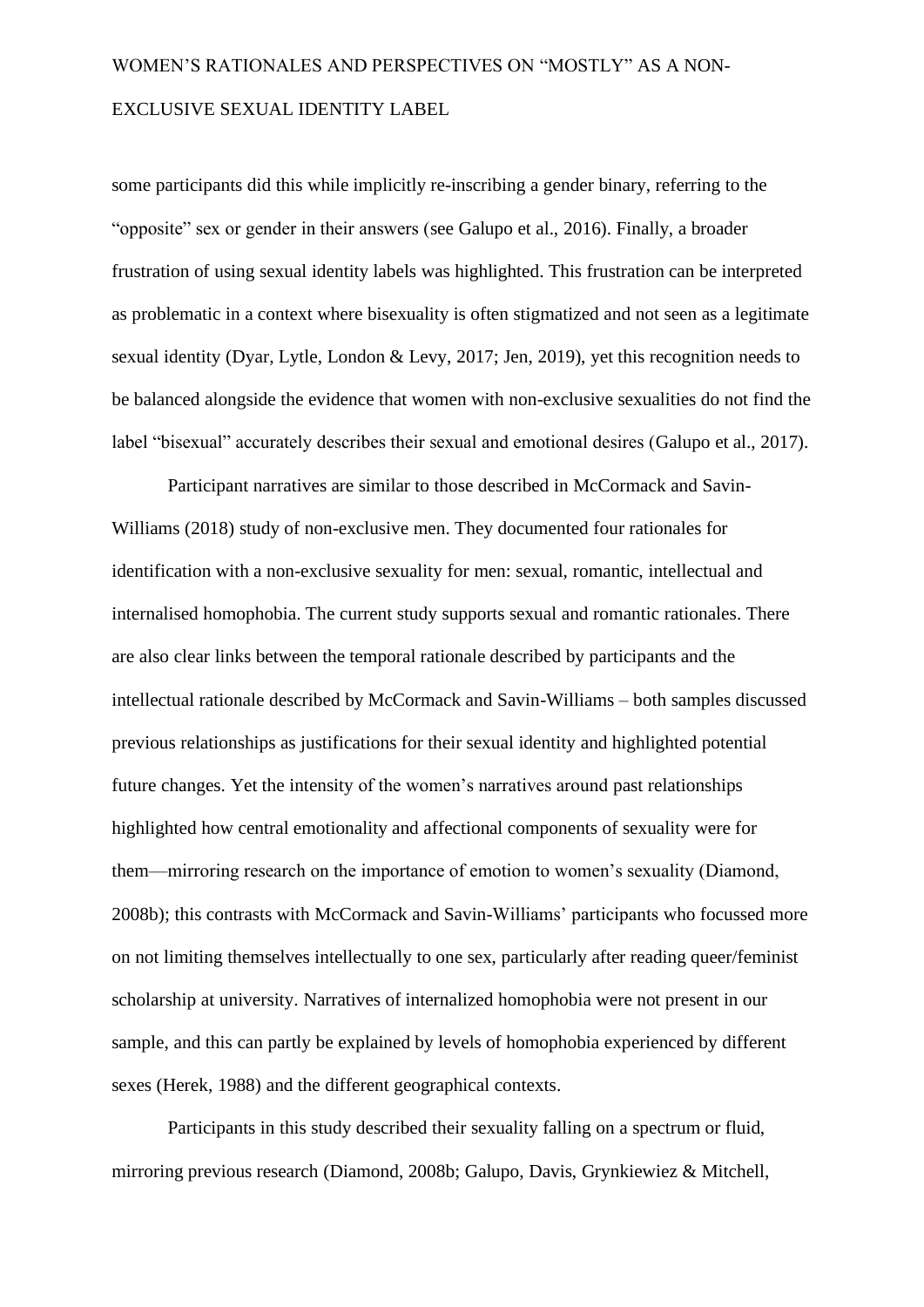some participants did this while implicitly re-inscribing a gender binary, referring to the "opposite" sex or gender in their answers (see Galupo et al., 2016). Finally, a broader frustration of using sexual identity labels was highlighted. This frustration can be interpreted as problematic in a context where bisexuality is often stigmatized and not seen as a legitimate sexual identity (Dyar, Lytle, London & Levy, 2017; Jen, 2019), yet this recognition needs to be balanced alongside the evidence that women with non-exclusive sexualities do not find the label "bisexual" accurately describes their sexual and emotional desires (Galupo et al., 2017).

Participant narratives are similar to those described in McCormack and Savin-Williams (2018) study of non-exclusive men. They documented four rationales for identification with a non-exclusive sexuality for men: sexual, romantic, intellectual and internalised homophobia. The current study supports sexual and romantic rationales. There are also clear links between the temporal rationale described by participants and the intellectual rationale described by McCormack and Savin-Williams – both samples discussed previous relationships as justifications for their sexual identity and highlighted potential future changes. Yet the intensity of the women's narratives around past relationships highlighted how central emotionality and affectional components of sexuality were for them—mirroring research on the importance of emotion to women's sexuality (Diamond, 2008b); this contrasts with McCormack and Savin-Williams' participants who focussed more on not limiting themselves intellectually to one sex, particularly after reading queer/feminist scholarship at university. Narratives of internalized homophobia were not present in our sample, and this can partly be explained by levels of homophobia experienced by different sexes (Herek, 1988) and the different geographical contexts.

Participants in this study described their sexuality falling on a spectrum or fluid, mirroring previous research (Diamond, 2008b; Galupo, Davis, Grynkiewiez & Mitchell,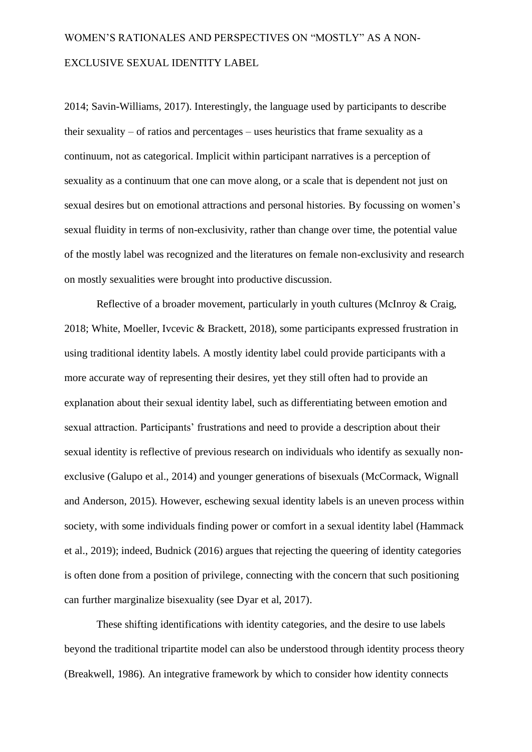2014; Savin-Williams, 2017). Interestingly, the language used by participants to describe their sexuality – of ratios and percentages – uses heuristics that frame sexuality as a continuum, not as categorical. Implicit within participant narratives is a perception of sexuality as a continuum that one can move along, or a scale that is dependent not just on sexual desires but on emotional attractions and personal histories. By focussing on women's sexual fluidity in terms of non-exclusivity, rather than change over time, the potential value of the mostly label was recognized and the literatures on female non-exclusivity and research on mostly sexualities were brought into productive discussion.

Reflective of a broader movement, particularly in youth cultures (McInroy & Craig, 2018; White, Moeller, Ivcevic & Brackett, 2018), some participants expressed frustration in using traditional identity labels. A mostly identity label could provide participants with a more accurate way of representing their desires, yet they still often had to provide an explanation about their sexual identity label, such as differentiating between emotion and sexual attraction. Participants' frustrations and need to provide a description about their sexual identity is reflective of previous research on individuals who identify as sexually non-exclusive (Galupo et al., 2014) and younger generations of bisexuals (McCormack, Wignall and Anderson, 2015). However, eschewing sexual identity labels is an uneven process within society, with some individuals finding power or comfort in a sexual identity label (Hammack et al., 2019); indeed, Budnick (2016) argues that rejecting the queering of identity categories is often done from a position of privilege, connecting with the concern that such positioning can further marginalize bisexuality (see Dyar et al, 2017).

These shifting identifications with identity categories, and the desire to use labels beyond the traditional tripartite model can also be understood through identity process theory (Breakwell, 1986). An integrative framework by which to consider how identity connects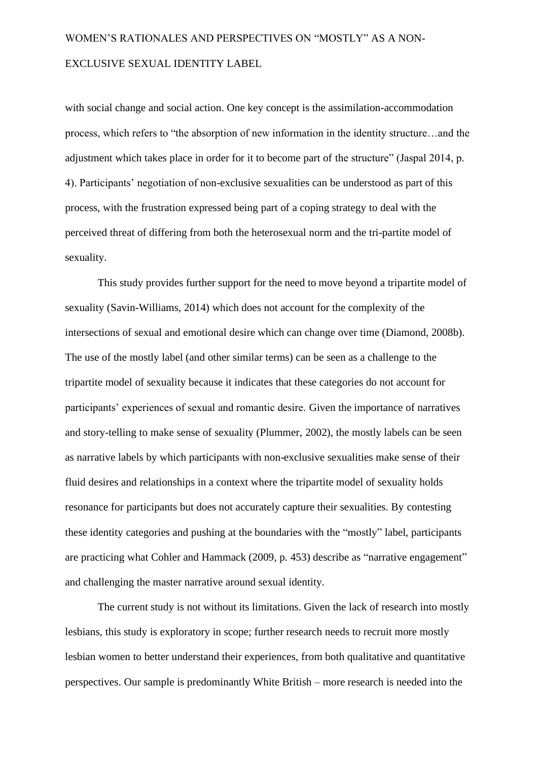with social change and social action. One key concept is the assimilation-accommodation process, which refers to "the absorption of new information in the identity structure…and the adjustment which takes place in order for it to become part of the structure" (Jaspal 2014, p. 4). Participants' negotiation of non-exclusive sexualities can be understood as part of this process, with the frustration expressed being part of a coping strategy to deal with the perceived threat of differing from both the heterosexual norm and the tri-partite model of sexuality.

This study provides further support for the need to move beyond a tripartite model of sexuality (Savin-Williams, 2014) which does not account for the complexity of the intersections of sexual and emotional desire which can change over time (Diamond, 2008b). The use of the mostly label (and other similar terms) can be seen as a challenge to the tripartite model of sexuality because it indicates that these categories do not account for participants' experiences of sexual and romantic desire. Given the importance of narratives and story-telling to make sense of sexuality (Plummer, 2002), the mostly labels can be seen as narrative labels by which participants with non-exclusive sexualities make sense of their fluid desires and relationships in a context where the tripartite model of sexuality holds resonance for participants but does not accurately capture their sexualities. By contesting these identity categories and pushing at the boundaries with the "mostly" label, participants are practicing what Cohler and Hammack (2009, p. 453) describe as "narrative engagement" and challenging the master narrative around sexual identity.

The current study is not without its limitations. Given the lack of research into mostly lesbians, this study is exploratory in scope; further research needs to recruit more mostly lesbian women to better understand their experiences, from both qualitative and quantitative perspectives. Our sample is predominantly White British – more research is needed into the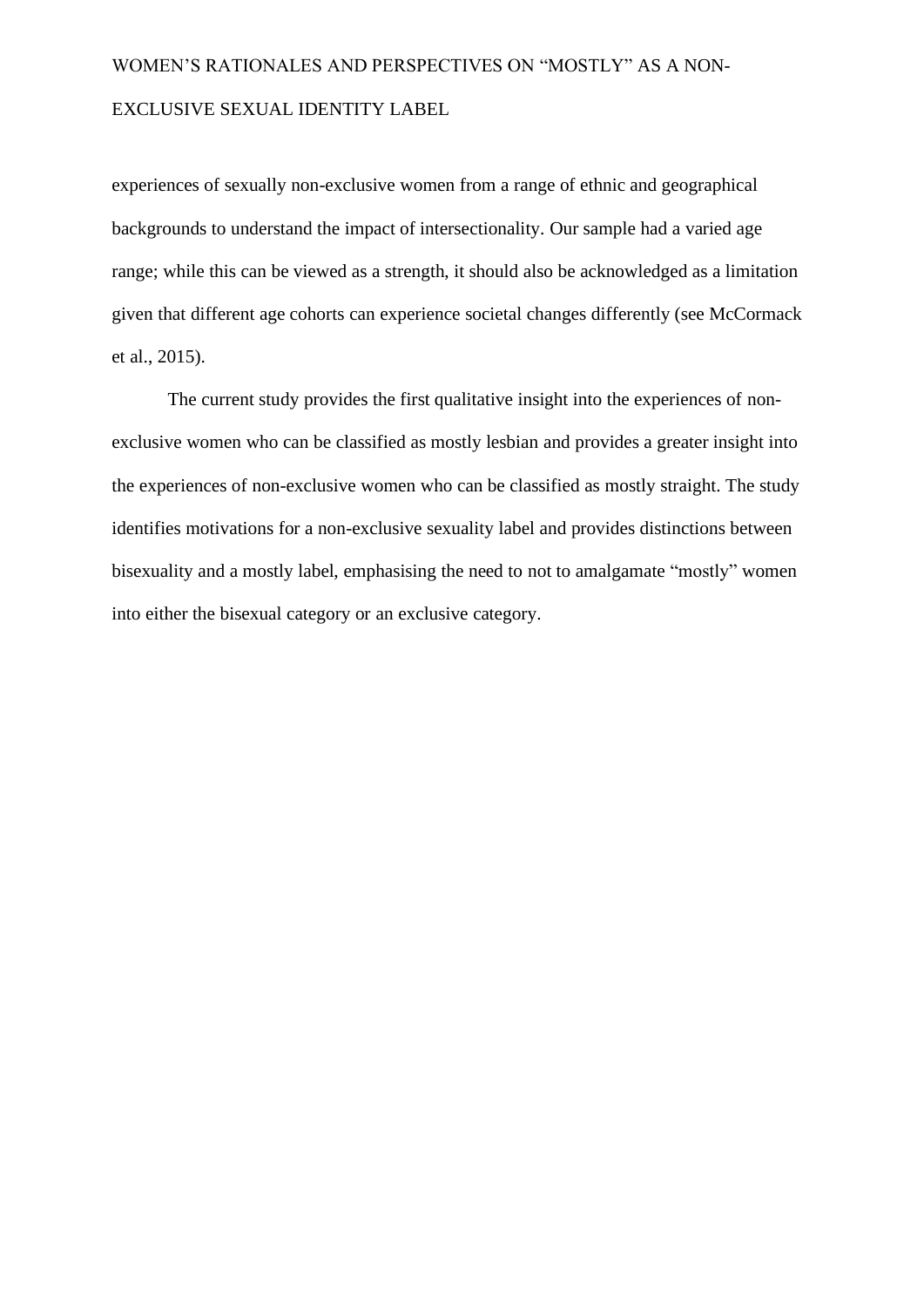experiences of sexually non-exclusive women from a range of ethnic and geographical backgrounds to understand the impact of intersectionality. Our sample had a varied age range; while this can be viewed as a strength, it should also be acknowledged as a limitation given that different age cohorts can experience societal changes differently (see McCormack et al., 2015).

The current study provides the first qualitative insight into the experiences of non-exclusive women who can be classified as mostly lesbian and provides a greater insight into the experiences of non-exclusive women who can be classified as mostly straight. The study identifies motivations for a non-exclusive sexuality label and provides distinctions between bisexuality and a mostly label, emphasising the need to not to amalgamate "mostly" women into either the bisexual category or an exclusive category.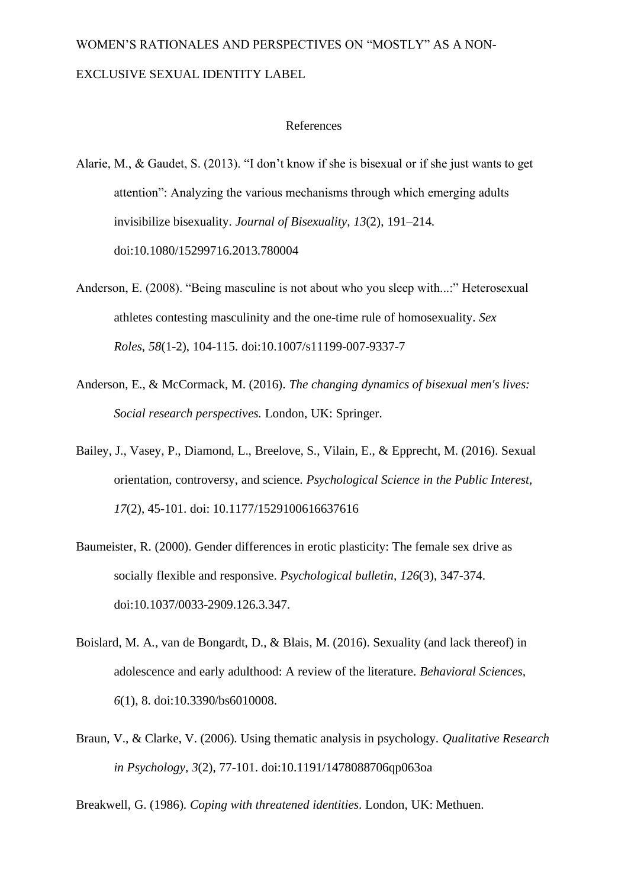## References

Alarie, M., & Gaudet, S. (2013). "I don't know if she is bisexual or if she just wants to get attention": Analyzing the various mechanisms through which emerging adults invisibilize bisexuality. *Journal of Bisexuality, 13*(2), 191–214. doi:10.1080/15299716.2013.780004

Anderson, E. (2008). "Being masculine is not about who you sleep with...:" Heterosexual athletes contesting masculinity and the one-time rule of homosexuality. *Sex Roles*, *58*(1-2), 104-115. doi:10.1007/s11199-007-9337-7

Anderson, E., & McCormack, M. (2016). *The changing dynamics of bisexual men's lives: Social research perspectives.* London, UK: Springer.

Bailey, J., Vasey, P., Diamond, L., Breelove, S., Vilain, E., & Epprecht, M. (2016). Sexual orientation, controversy, and science. *Psychological Science in the Public Interest, 17*(2), 45-101. doi: 10.1177/1529100616637616

Baumeister, R. (2000). Gender differences in erotic plasticity: The female sex drive as socially flexible and responsive. *Psychological bulletin, 126*(3), 347-374. doi:10.1037/0033-2909.126.3.347.

Boislard, M. A., van de Bongardt, D., & Blais, M. (2016). Sexuality (and lack thereof) in adolescence and early adulthood: A review of the literature. *Behavioral Sciences, 6*(1), 8. doi:10.3390/bs6010008.

Braun, V., & Clarke, V. (2006). Using thematic analysis in psychology. *Qualitative Research in Psychology, 3*(2), 77-101. doi:10.1191/1478088706qp063oa

Breakwell, G. (1986). *Coping with threatened identities*. London, UK: Methuen.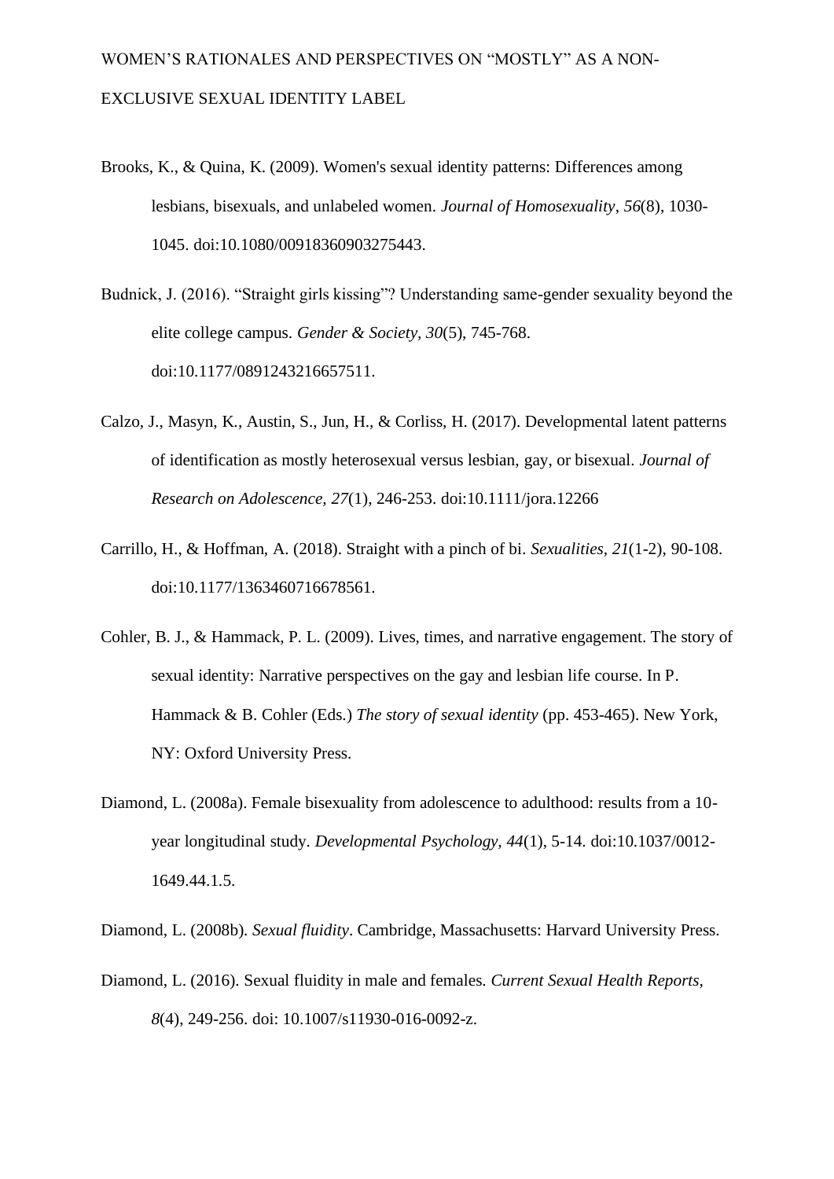Brooks, K., & Quina, K. (2009). Women's sexual identity patterns: Differences among lesbians, bisexuals, and unlabeled women. *Journal of Homosexuality*, *56*(8), 1030-1045. doi:10.1080/00918360903275443.

Budnick, J. (2016). “Straight girls kissing”? Understanding same-gender sexuality beyond the elite college campus. *Gender & Society, 30*(5), 745-768. doi:10.1177/0891243216657511.

Calzo, J., Masyn, K., Austin, S., Jun, H., & Corliss, H. (2017). Developmental latent patterns of identification as mostly heterosexual versus lesbian, gay, or bisexual. *Journal of Research on Adolescence, 27*(1), 246-253. doi:10.1111/jora.12266

Carrillo, H., & Hoffman, A. (2018). Straight with a pinch of bi. *Sexualities, 21*(1-2), 90-108. doi:10.1177/1363460716678561.

Cohler, B. J., & Hammack, P. L. (2009). Lives, times, and narrative engagement. The story of sexual identity: Narrative perspectives on the gay and lesbian life course. In P. Hammack & B. Cohler (Eds.) *The story of sexual identity* (pp. 453-465). New York, NY: Oxford University Press.

Diamond, L. (2008a). Female bisexuality from adolescence to adulthood: results from a 10-year longitudinal study. *Developmental Psychology, 44*(1), 5-14. doi:10.1037/0012-1649.44.1.5.

Diamond, L. (2008b). *Sexual fluidity*. Cambridge, Massachusetts: Harvard University Press.

Diamond, L. (2016). Sexual fluidity in male and females. *Current Sexual Health Reports, 8*(4), 249-256. doi: 10.1007/s11930-016-0092-z.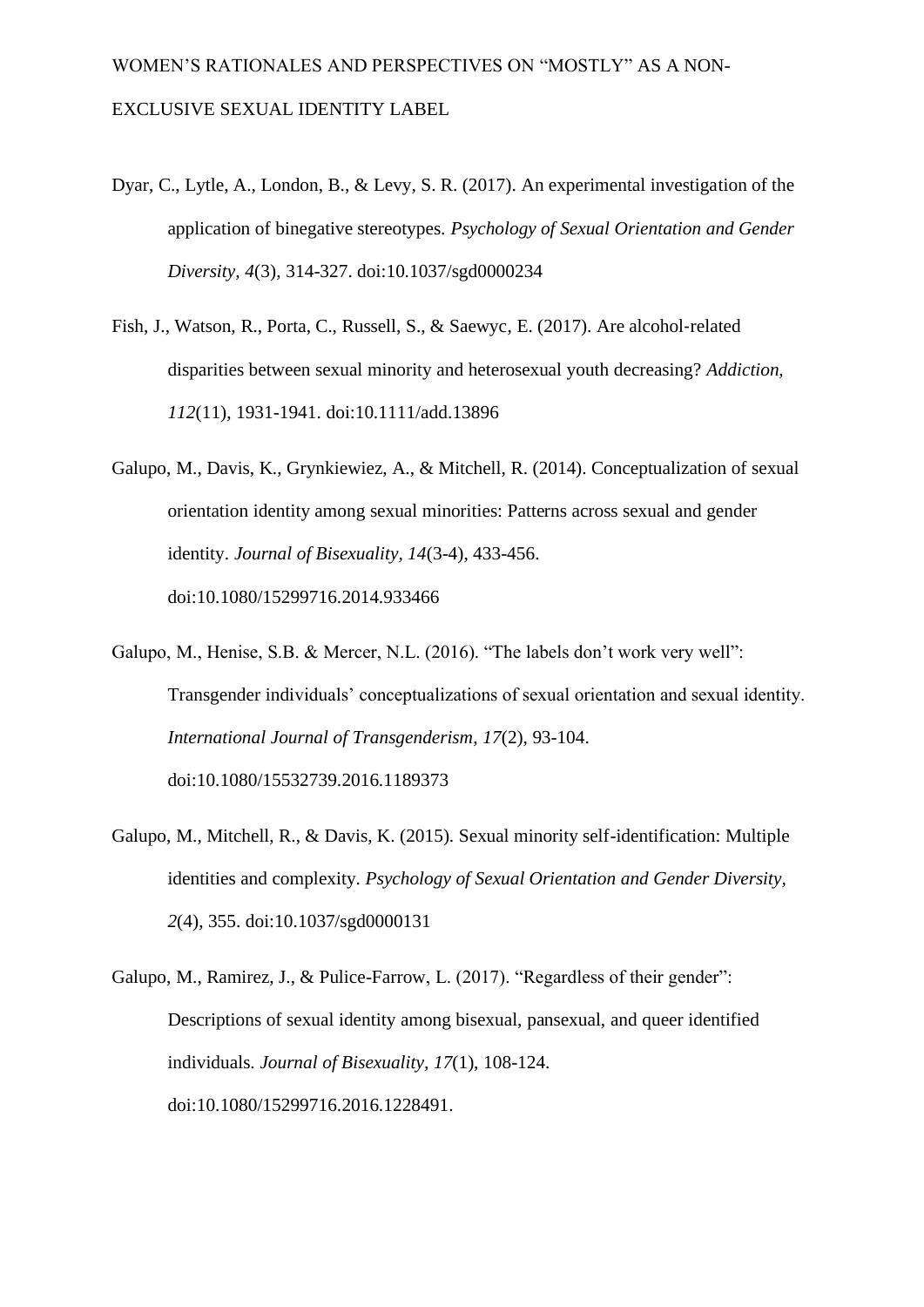Dyar, C., Lytle, A., London, B., & Levy, S. R. (2017). An experimental investigation of the application of binegative stereotypes. *Psychology of Sexual Orientation and Gender Diversity, 4*(3), 314-327. doi:10.1037/sgd0000234

Fish, J., Watson, R., Porta, C., Russell, S., & Saewyc, E. (2017). Are alcohol-related disparities between sexual minority and heterosexual youth decreasing? *Addiction, 112*(11), 1931-1941. doi:10.1111/add.13896

Galupo, M., Davis, K., Grynkiewiez, A., & Mitchell, R. (2014). Conceptualization of sexual orientation identity among sexual minorities: Patterns across sexual and gender identity. *Journal of Bisexuality, 14*(3-4), 433-456. doi:10.1080/15299716.2014.933466

Galupo, M., Henise, S.B. & Mercer, N.L. (2016). "The labels don't work very well": Transgender individuals' conceptualizations of sexual orientation and sexual identity. *International Journal of Transgenderism*, *17*(2), 93-104. doi:10.1080/15532739.2016.1189373

Galupo, M., Mitchell, R., & Davis, K. (2015). Sexual minority self-identification: Multiple identities and complexity. *Psychology of Sexual Orientation and Gender Diversity, 2*(4), 355. doi:10.1037/sgd0000131

Galupo, M., Ramirez, J., & Pulice-Farrow, L. (2017). "Regardless of their gender": Descriptions of sexual identity among bisexual, pansexual, and queer identified individuals. *Journal of Bisexuality, 17*(1), 108-124. doi:10.1080/15299716.2016.1228491.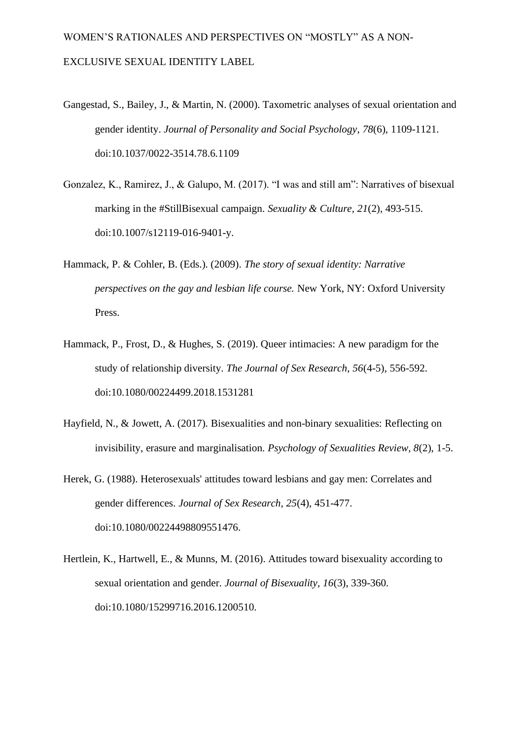Gangestad, S., Bailey, J., & Martin, N. (2000). Taxometric analyses of sexual orientation and gender identity. *Journal of Personality and Social Psychology*, *78*(6), 1109-1121. doi:10.1037/0022-3514.78.6.1109

Gonzalez, K., Ramirez, J., & Galupo, M. (2017). “I was and still am”: Narratives of bisexual marking in the #StillBisexual campaign. *Sexuality & Culture*, *21*(2), 493-515. doi:10.1007/s12119-016-9401-y.

Hammack, P. & Cohler, B. (Eds.). (2009). *The story of sexual identity: Narrative perspectives on the gay and lesbian life course.* New York, NY: Oxford University Press.

Hammack, P., Frost, D., & Hughes, S. (2019). Queer intimacies: A new paradigm for the study of relationship diversity. *The Journal of Sex Research, 56*(4-5), 556-592. doi:10.1080/00224499.2018.1531281

Hayfield, N., & Jowett, A. (2017). Bisexualities and non-binary sexualities: Reflecting on invisibility, erasure and marginalisation. *Psychology of Sexualities Review, 8*(2), 1-5.

Herek, G. (1988). Heterosexuals' attitudes toward lesbians and gay men: Correlates and gender differences. *Journal of Sex Research*, *25*(4), 451-477. doi:10.1080/00224498809551476.

Hertlein, K., Hartwell, E., & Munns, M. (2016). Attitudes toward bisexuality according to sexual orientation and gender. *Journal of Bisexuality*, *16*(3), 339-360. doi:10.1080/15299716.2016.1200510.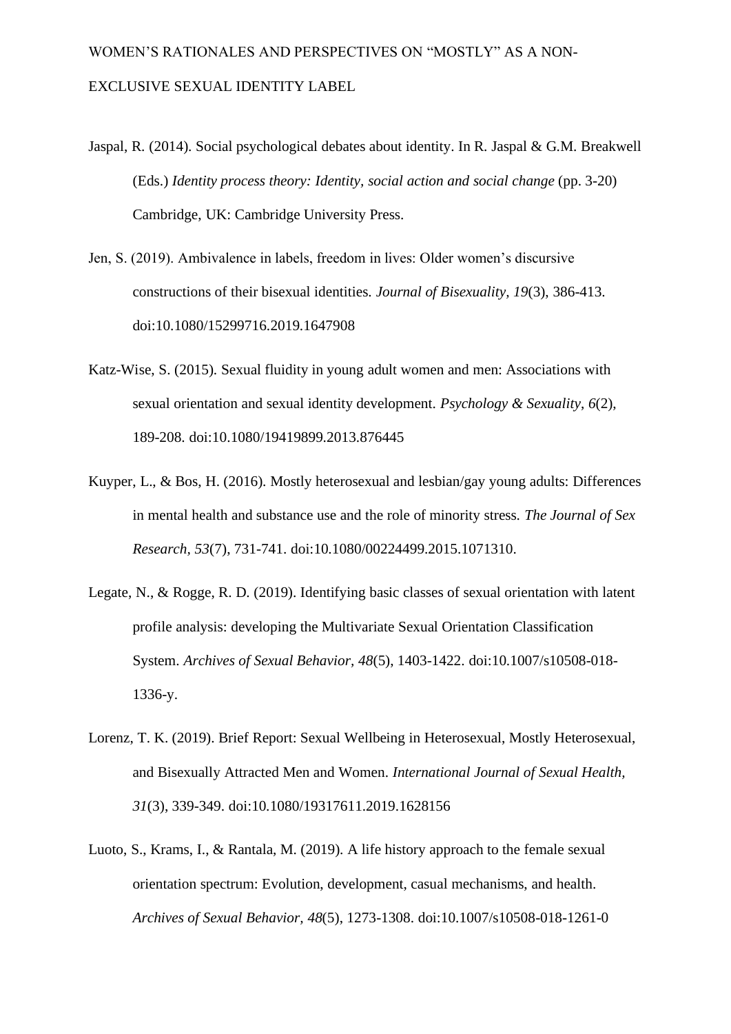Jaspal, R. (2014). Social psychological debates about identity. In R. Jaspal & G.M. Breakwell (Eds.) *Identity process theory: Identity, social action and social change* (pp. 3-20) Cambridge, UK: Cambridge University Press.

Jen, S. (2019). Ambivalence in labels, freedom in lives: Older women's discursive constructions of their bisexual identities. *Journal of Bisexuality, 19*(3), 386-413. doi:10.1080/15299716.2019.1647908

Katz-Wise, S. (2015). Sexual fluidity in young adult women and men: Associations with sexual orientation and sexual identity development. *Psychology & Sexuality*, *6*(2), 189-208. doi:10.1080/19419899.2013.876445

Kuyper, L., & Bos, H. (2016). Mostly heterosexual and lesbian/gay young adults: Differences in mental health and substance use and the role of minority stress. *The Journal of Sex Research, 53*(7), 731-741. doi:10.1080/00224499.2015.1071310.

Legate, N., & Rogge, R. D. (2019). Identifying basic classes of sexual orientation with latent profile analysis: developing the Multivariate Sexual Orientation Classification System. *Archives of Sexual Behavior, 48*(5), 1403-1422. doi:10.1007/s10508-018-1336-y.

Lorenz, T. K. (2019). Brief Report: Sexual Wellbeing in Heterosexual, Mostly Heterosexual, and Bisexually Attracted Men and Women. *International Journal of Sexual Health, 31*(3), 339-349. doi:10.1080/19317611.2019.1628156

Luoto, S., Krams, I., & Rantala, M. (2019). A life history approach to the female sexual orientation spectrum: Evolution, development, casual mechanisms, and health. *Archives of Sexual Behavior, 48*(5), 1273-1308. doi:10.1007/s10508-018-1261-0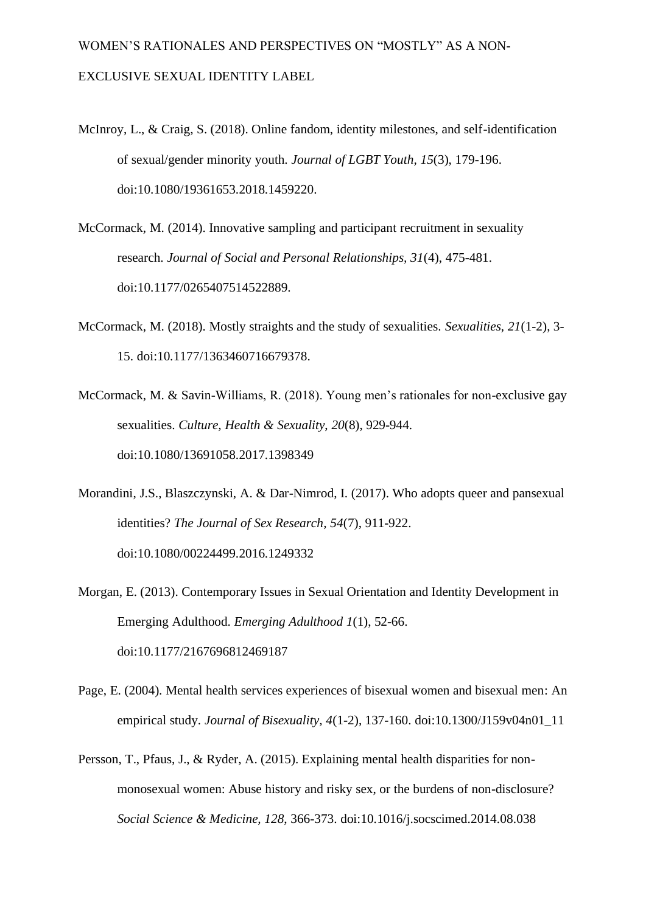McInroy, L., & Craig, S. (2018). Online fandom, identity milestones, and self-identification of sexual/gender minority youth. *Journal of LGBT Youth, 15*(3), 179-196. doi:10.1080/19361653.2018.1459220.

McCormack, M. (2014). Innovative sampling and participant recruitment in sexuality research. *Journal of Social and Personal Relationships, 31*(4), 475-481. doi:10.1177/0265407514522889.

McCormack, M. (2018). Mostly straights and the study of sexualities. *Sexualities, 21*(1-2), 3-15. doi:10.1177/1363460716679378.

McCormack, M. & Savin-Williams, R. (2018). Young men's rationales for non-exclusive gay sexualities. *Culture, Health & Sexuality, 20*(8), 929-944. doi:10.1080/13691058.2017.1398349

Morandini, J.S., Blaszczynski, A. & Dar-Nimrod, I. (2017). Who adopts queer and pansexual identities? *The Journal of Sex Research, 54*(7), 911-922. doi:10.1080/00224499.2016.1249332

Morgan, E. (2013). Contemporary Issues in Sexual Orientation and Identity Development in Emerging Adulthood. *Emerging Adulthood 1*(1), 52-66. doi:10.1177/2167696812469187

Page, E. (2004). Mental health services experiences of bisexual women and bisexual men: An empirical study. *Journal of Bisexuality, 4*(1-2), 137-160. doi:10.1300/J159v04n01_11

Persson, T., Pfaus, J., & Ryder, A. (2015). Explaining mental health disparities for non-monosexual women: Abuse history and risky sex, or the burdens of non-disclosure? *Social Science & Medicine, 128*, 366-373. doi:10.1016/j.socscimed.2014.08.038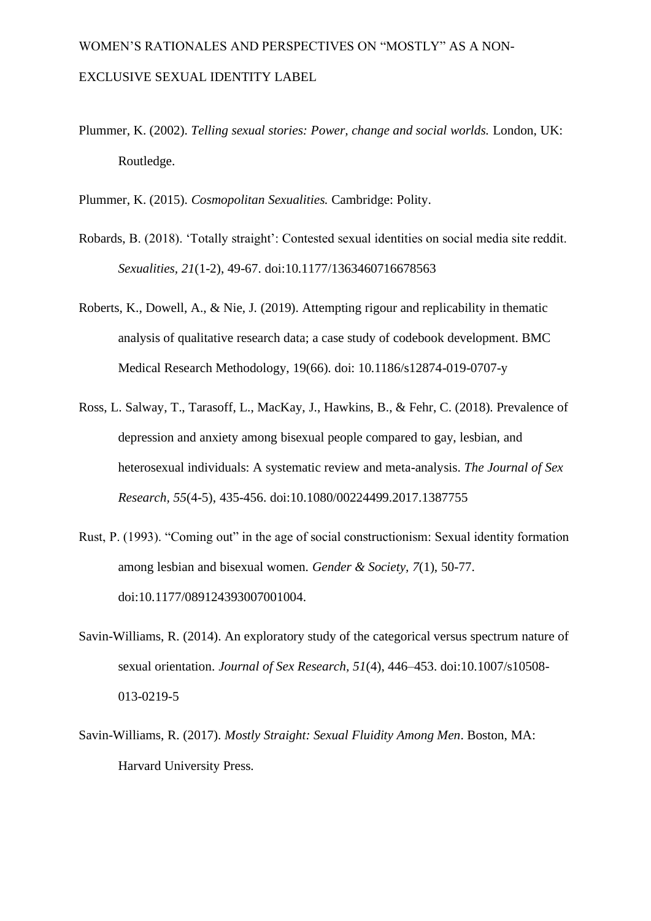Plummer, K. (2002). *Telling sexual stories: Power, change and social worlds.* London, UK: Routledge.

Plummer, K. (2015). *Cosmopolitan Sexualities.* Cambridge: Polity.

Robards, B. (2018). 'Totally straight': Contested sexual identities on social media site reddit. *Sexualities, 21*(1-2), 49-67. doi:10.1177/1363460716678563

Roberts, K., Dowell, A., & Nie, J. (2019). Attempting rigour and replicability in thematic analysis of qualitative research data; a case study of codebook development. BMC Medical Research Methodology, 19(66). doi: 10.1186/s12874-019-0707-y

Ross, L. Salway, T., Tarasoff, L., MacKay, J., Hawkins, B., & Fehr, C. (2018). Prevalence of depression and anxiety among bisexual people compared to gay, lesbian, and heterosexual individuals: A systematic review and meta-analysis. *The Journal of Sex Research, 55*(4-5), 435-456. doi:10.1080/00224499.2017.1387755

Rust, P. (1993). "Coming out" in the age of social constructionism: Sexual identity formation among lesbian and bisexual women. *Gender & Society, 7*(1), 50-77. doi:10.1177/089124393007001004.

Savin-Williams, R. (2014). An exploratory study of the categorical versus spectrum nature of sexual orientation. *Journal of Sex Research, 51*(4), 446–453. doi:10.1007/s10508-013-0219-5

Savin-Williams, R. (2017). *Mostly Straight: Sexual Fluidity Among Men*. Boston, MA: Harvard University Press.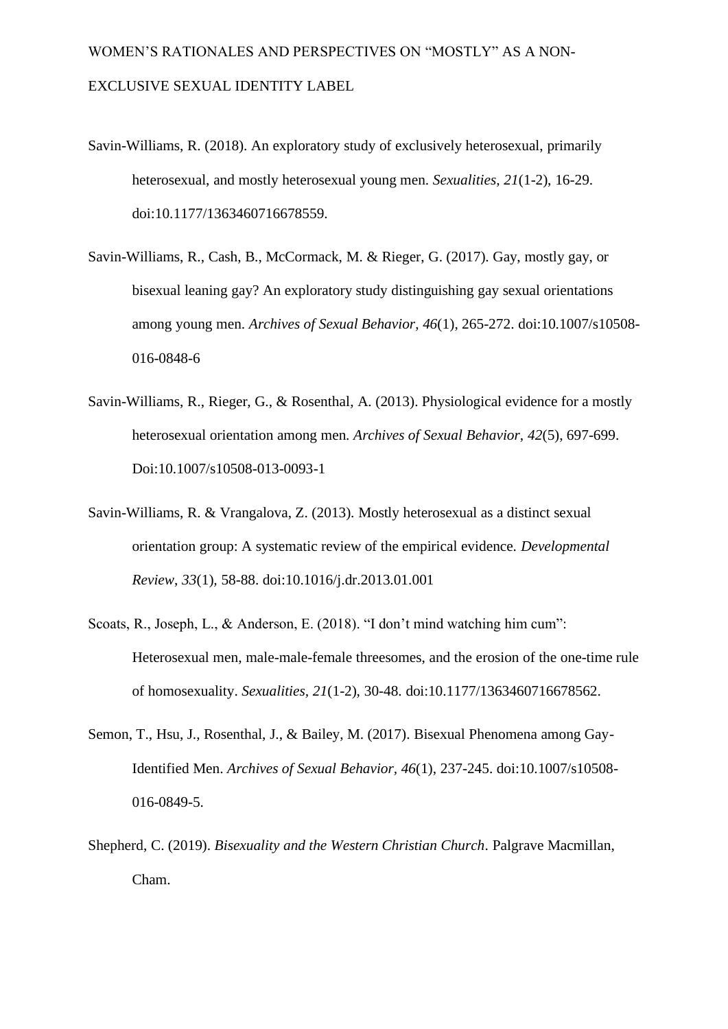Savin-Williams, R. (2018). An exploratory study of exclusively heterosexual, primarily heterosexual, and mostly heterosexual young men. *Sexualities, 21*(1-2), 16-29. doi:10.1177/1363460716678559.

Savin-Williams, R., Cash, B., McCormack, M. & Rieger, G. (2017). Gay, mostly gay, or bisexual leaning gay? An exploratory study distinguishing gay sexual orientations among young men. *Archives of Sexual Behavior*, *46*(1), 265-272. doi:10.1007/s10508-016-0848-6

Savin-Williams, R., Rieger, G., & Rosenthal, A. (2013). Physiological evidence for a mostly heterosexual orientation among men. *Archives of Sexual Behavior*, *42*(5), 697-699. Doi:10.1007/s10508-013-0093-1

Savin-Williams, R. & Vrangalova, Z. (2013). Mostly heterosexual as a distinct sexual orientation group: A systematic review of the empirical evidence. *Developmental Review*, *33*(1), 58-88. doi:10.1016/j.dr.2013.01.001

Scoats, R., Joseph, L., & Anderson, E. (2018). "I don't mind watching him cum": Heterosexual men, male-male-female threesomes, and the erosion of the one-time rule of homosexuality. *Sexualities, 21*(1-2), 30-48. doi:10.1177/1363460716678562.

Semon, T., Hsu, J., Rosenthal, J., & Bailey, M. (2017). Bisexual Phenomena among Gay-Identified Men. *Archives of Sexual Behavior, 46*(1), 237-245. doi:10.1007/s10508-016-0849-5.

Shepherd, C. (2019). *Bisexuality and the Western Christian Church*. Palgrave Macmillan, Cham.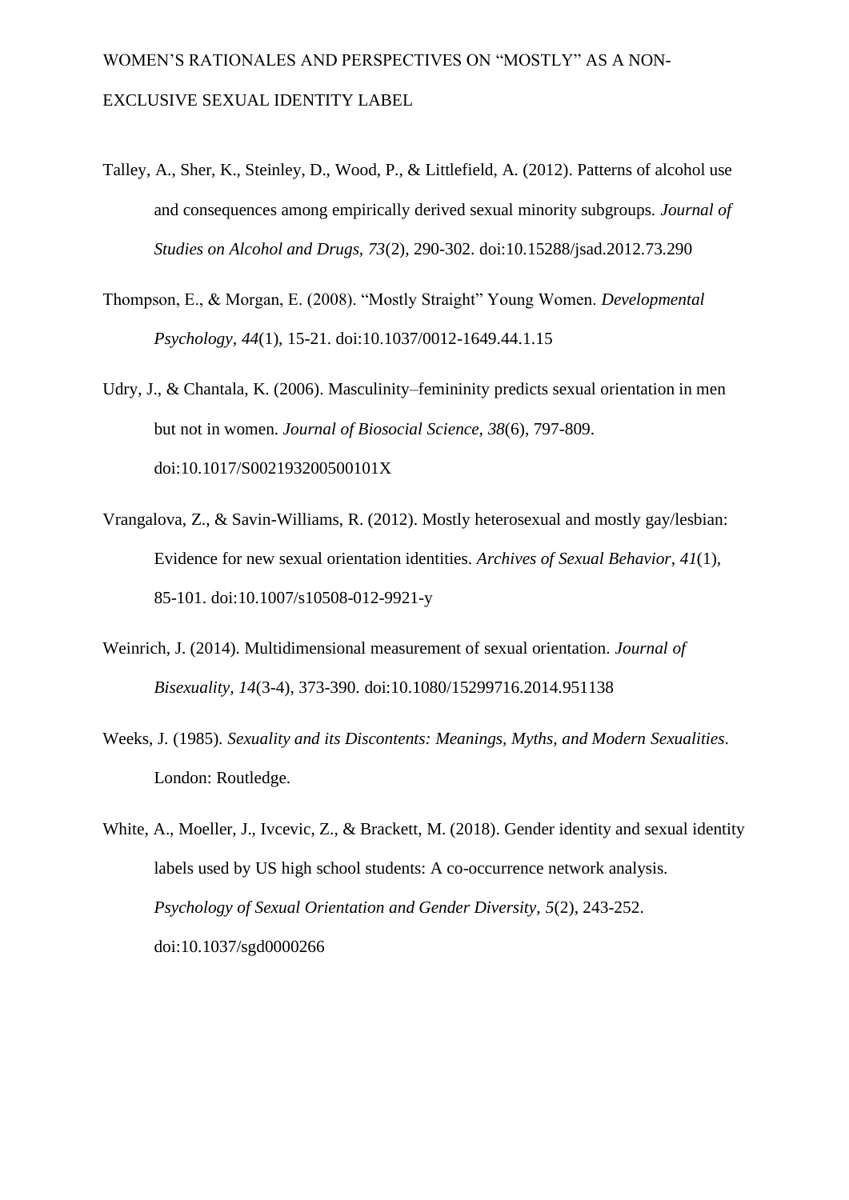Talley, A., Sher, K., Steinley, D., Wood, P., & Littlefield, A. (2012). Patterns of alcohol use and consequences among empirically derived sexual minority subgroups. *Journal of Studies on Alcohol and Drugs, 73*(2), 290-302. doi:10.15288/jsad.2012.73.290

Thompson, E., & Morgan, E. (2008). "Mostly Straight" Young Women. *Developmental Psychology, 44*(1), 15-21. doi:10.1037/0012-1649.44.1.15

Udry, J., & Chantala, K. (2006). Masculinity–femininity predicts sexual orientation in men but not in women. *Journal of Biosocial Science, 38*(6), 797-809. doi:10.1017/S002193200500101X

Vrangalova, Z., & Savin-Williams, R. (2012). Mostly heterosexual and mostly gay/lesbian: Evidence for new sexual orientation identities. *Archives of Sexual Behavior, 41*(1), 85-101. doi:10.1007/s10508-012-9921-y

Weinrich, J. (2014). Multidimensional measurement of sexual orientation. *Journal of Bisexuality, 14*(3-4), 373-390. doi:10.1080/15299716.2014.951138

Weeks, J. (1985). *Sexuality and its Discontents: Meanings, Myths, and Modern Sexualities*. London: Routledge.

White, A., Moeller, J., Ivcevic, Z., & Brackett, M. (2018). Gender identity and sexual identity labels used by US high school students: A co-occurrence network analysis. *Psychology of Sexual Orientation and Gender Diversity, 5*(2), 243-252. doi:10.1037/sgd0000266